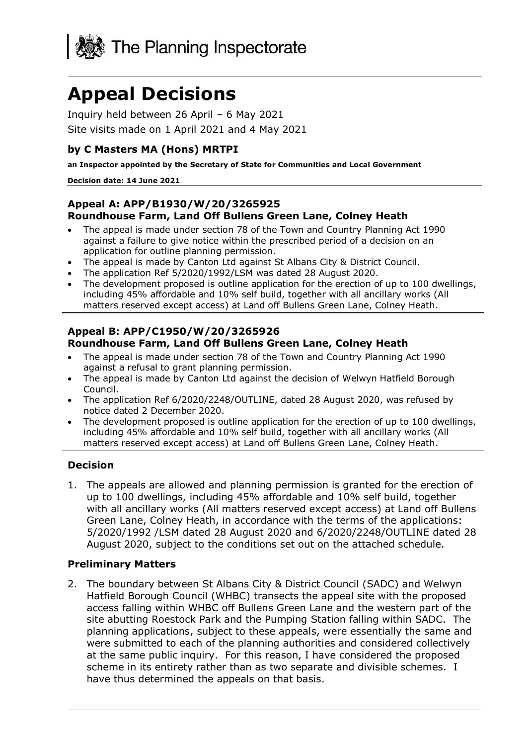The Planning Inspectorate

# Appeal Decisions

Inquiry held between 26 April – 6 May 2021

Site visits made on 1 April 2021 and 4 May 2021

### by C Masters MA (Hons) MRTPI

**an Inspector appointed by the Secretary of State for Communities and Local Government**

**Decision date: 14 June 2021**

### Appeal A: APP/B1930/W/20/3265925
### Roundhouse Farm, Land Off Bullens Green Lane, Colney Heath

- The appeal is made under section 78 of the Town and Country Planning Act 1990 against a failure to give notice within the prescribed period of a decision on an application for outline planning permission.
- The appeal is made by Canton Ltd against St Albans City & District Council.
- The application Ref 5/2020/1992/LSM was dated 28 August 2020.
- The development proposed is outline application for the erection of up to 100 dwellings, including 45% affordable and 10% self build, together with all ancillary works (All matters reserved except access) at Land off Bullens Green Lane, Colney Heath.

### Appeal B: APP/C1950/W/20/3265926
### Roundhouse Farm, Land Off Bullens Green Lane, Colney Heath

- The appeal is made under section 78 of the Town and Country Planning Act 1990 against a refusal to grant planning permission.
- The appeal is made by Canton Ltd against the decision of Welwyn Hatfield Borough Council.
- The application Ref 6/2020/2248/OUTLINE, dated 28 August 2020, was refused by notice dated 2 December 2020.
- The development proposed is outline application for the erection of up to 100 dwellings, including 45% affordable and 10% self build, together with all ancillary works (All matters reserved except access) at Land off Bullens Green Lane, Colney Heath.

## Decision

1. The appeals are allowed and planning permission is granted for the erection of up to 100 dwellings, including 45% affordable and 10% self build, together with all ancillary works (All matters reserved except access) at Land off Bullens Green Lane, Colney Heath, in accordance with the terms of the applications: 5/2020/1992 /LSM dated 28 August 2020 and 6/2020/2248/OUTLINE dated 28 August 2020, subject to the conditions set out on the attached schedule.

## Preliminary Matters

2. The boundary between St Albans City & District Council (SADC) and Welwyn Hatfield Borough Council (WHBC) transects the appeal site with the proposed access falling within WHBC off Bullens Green Lane and the western part of the site abutting Roestock Park and the Pumping Station falling within SADC. The planning applications, subject to these appeals, were essentially the same and were submitted to each of the planning authorities and considered collectively at the same public inquiry. For this reason, I have considered the proposed scheme in its entirety rather than as two separate and divisible schemes. I have thus determined the appeals on that basis.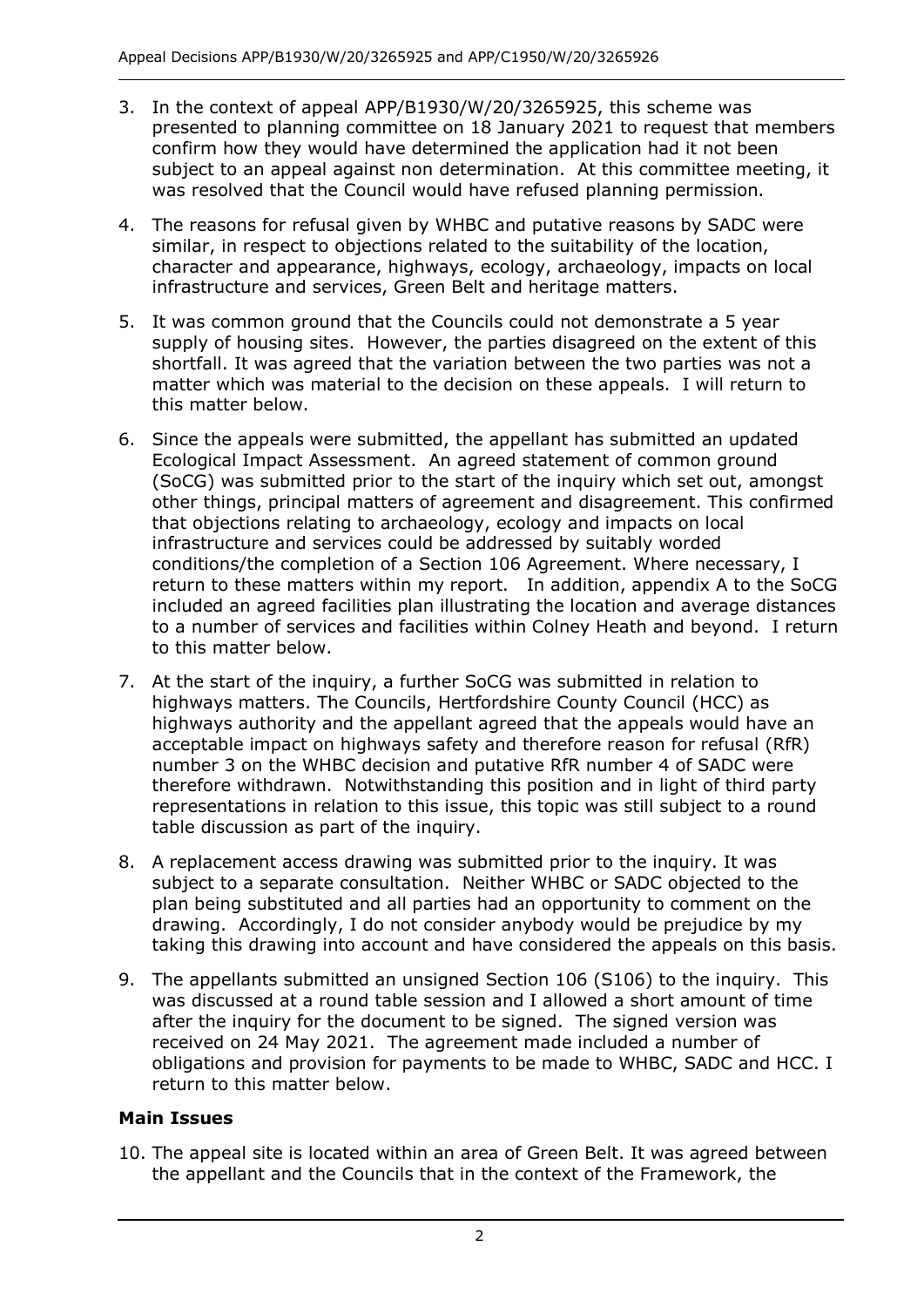3. In the context of appeal APP/B1930/W/20/3265925, this scheme was presented to planning committee on 18 January 2021 to request that members confirm how they would have determined the application had it not been subject to an appeal against non determination. At this committee meeting, it was resolved that the Council would have refused planning permission.

4. The reasons for refusal given by WHBC and putative reasons by SADC were similar, in respect to objections related to the suitability of the location, character and appearance, highways, ecology, archaeology, impacts on local infrastructure and services, Green Belt and heritage matters.

5. It was common ground that the Councils could not demonstrate a 5 year supply of housing sites. However, the parties disagreed on the extent of this shortfall. It was agreed that the variation between the two parties was not a matter which was material to the decision on these appeals. I will return to this matter below.

6. Since the appeals were submitted, the appellant has submitted an updated Ecological Impact Assessment. An agreed statement of common ground (SoCG) was submitted prior to the start of the inquiry which set out, amongst other things, principal matters of agreement and disagreement. This confirmed that objections relating to archaeology, ecology and impacts on local infrastructure and services could be addressed by suitably worded conditions/the completion of a Section 106 Agreement. Where necessary, I return to these matters within my report. In addition, appendix A to the SoCG included an agreed facilities plan illustrating the location and average distances to a number of services and facilities within Colney Heath and beyond. I return to this matter below.

7. At the start of the inquiry, a further SoCG was submitted in relation to highways matters. The Councils, Hertfordshire County Council (HCC) as highways authority and the appellant agreed that the appeals would have an acceptable impact on highways safety and therefore reason for refusal (RfR) number 3 on the WHBC decision and putative RfR number 4 of SADC were therefore withdrawn. Notwithstanding this position and in light of third party representations in relation to this issue, this topic was still subject to a round table discussion as part of the inquiry.

8. A replacement access drawing was submitted prior to the inquiry. It was subject to a separate consultation. Neither WHBC or SADC objected to the plan being substituted and all parties had an opportunity to comment on the drawing. Accordingly, I do not consider anybody would be prejudice by my taking this drawing into account and have considered the appeals on this basis.

9. The appellants submitted an unsigned Section 106 (S106) to the inquiry. This was discussed at a round table session and I allowed a short amount of time after the inquiry for the document to be signed. The signed version was received on 24 May 2021. The agreement made included a number of obligations and provision for payments to be made to WHBC, SADC and HCC. I return to this matter below.

## Main Issues

10. The appeal site is located within an area of Green Belt. It was agreed between the appellant and the Councils that in the context of the Framework, the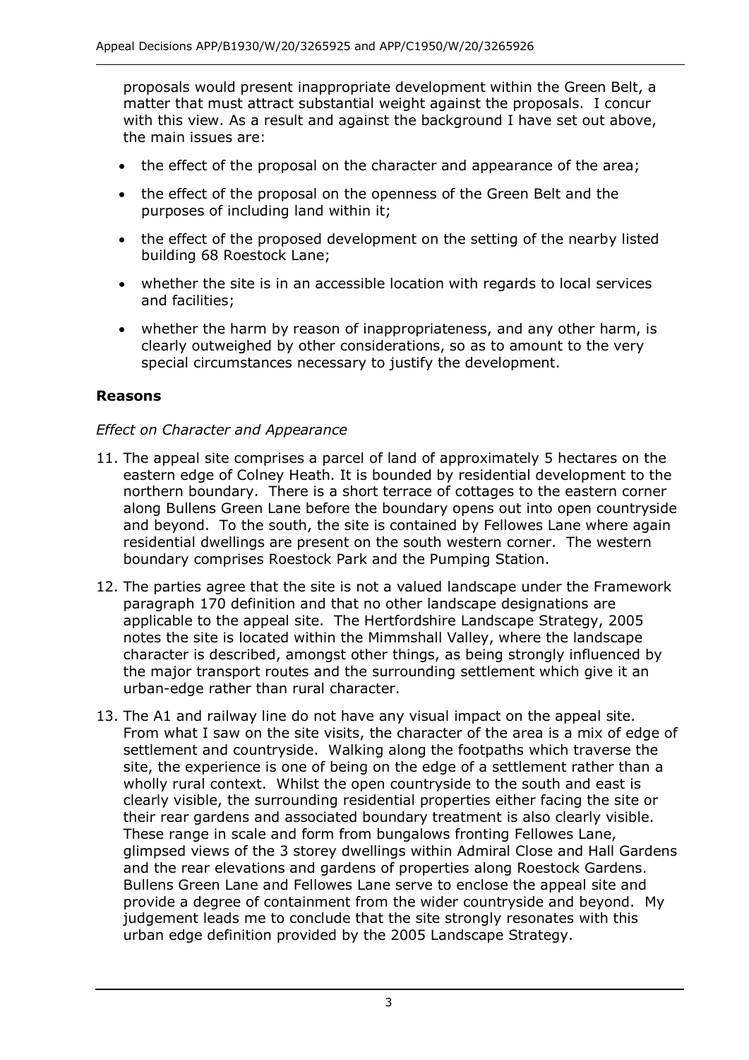proposals would present inappropriate development within the Green Belt, a matter that must attract substantial weight against the proposals. I concur with this view. As a result and against the background I have set out above, the main issues are:

- the effect of the proposal on the character and appearance of the area;
- the effect of the proposal on the openness of the Green Belt and the purposes of including land within it;
- the effect of the proposed development on the setting of the nearby listed building 68 Roestock Lane;
- whether the site is in an accessible location with regards to local services and facilities;
- whether the harm by reason of inappropriateness, and any other harm, is clearly outweighed by other considerations, so as to amount to the very special circumstances necessary to justify the development.

## Reasons

*Effect on Character and Appearance*

11. The appeal site comprises a parcel of land of approximately 5 hectares on the eastern edge of Colney Heath. It is bounded by residential development to the northern boundary. There is a short terrace of cottages to the eastern corner along Bullens Green Lane before the boundary opens out into open countryside and beyond. To the south, the site is contained by Fellowes Lane where again residential dwellings are present on the south western corner. The western boundary comprises Roestock Park and the Pumping Station.

12. The parties agree that the site is not a valued landscape under the Framework paragraph 170 definition and that no other landscape designations are applicable to the appeal site. The Hertfordshire Landscape Strategy, 2005 notes the site is located within the Mimmshall Valley, where the landscape character is described, amongst other things, as being strongly influenced by the major transport routes and the surrounding settlement which give it an urban-edge rather than rural character.

13. The A1 and railway line do not have any visual impact on the appeal site. From what I saw on the site visits, the character of the area is a mix of edge of settlement and countryside. Walking along the footpaths which traverse the site, the experience is one of being on the edge of a settlement rather than a wholly rural context. Whilst the open countryside to the south and east is clearly visible, the surrounding residential properties either facing the site or their rear gardens and associated boundary treatment is also clearly visible. These range in scale and form from bungalows fronting Fellowes Lane, glimpsed views of the 3 storey dwellings within Admiral Close and Hall Gardens and the rear elevations and gardens of properties along Roestock Gardens. Bullens Green Lane and Fellowes Lane serve to enclose the appeal site and provide a degree of containment from the wider countryside and beyond. My judgement leads me to conclude that the site strongly resonates with this urban edge definition provided by the 2005 Landscape Strategy.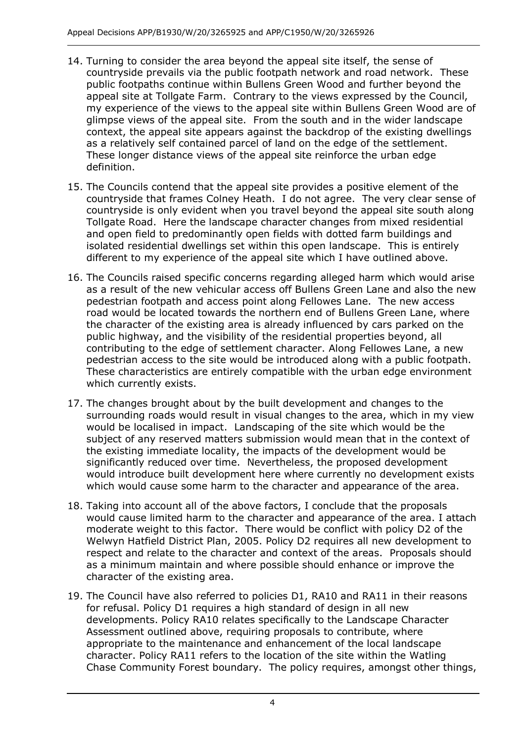14. Turning to consider the area beyond the appeal site itself, the sense of countryside prevails via the public footpath network and road network. These public footpaths continue within Bullens Green Wood and further beyond the appeal site at Tollgate Farm. Contrary to the views expressed by the Council, my experience of the views to the appeal site within Bullens Green Wood are of glimpse views of the appeal site. From the south and in the wider landscape context, the appeal site appears against the backdrop of the existing dwellings as a relatively self contained parcel of land on the edge of the settlement. These longer distance views of the appeal site reinforce the urban edge definition.

15. The Councils contend that the appeal site provides a positive element of the countryside that frames Colney Heath. I do not agree. The very clear sense of countryside is only evident when you travel beyond the appeal site south along Tollgate Road. Here the landscape character changes from mixed residential and open field to predominantly open fields with dotted farm buildings and isolated residential dwellings set within this open landscape. This is entirely different to my experience of the appeal site which I have outlined above.

16. The Councils raised specific concerns regarding alleged harm which would arise as a result of the new vehicular access off Bullens Green Lane and also the new pedestrian footpath and access point along Fellowes Lane. The new access road would be located towards the northern end of Bullens Green Lane, where the character of the existing area is already influenced by cars parked on the public highway, and the visibility of the residential properties beyond, all contributing to the edge of settlement character. Along Fellowes Lane, a new pedestrian access to the site would be introduced along with a public footpath. These characteristics are entirely compatible with the urban edge environment which currently exists.

17. The changes brought about by the built development and changes to the surrounding roads would result in visual changes to the area, which in my view would be localised in impact. Landscaping of the site which would be the subject of any reserved matters submission would mean that in the context of the existing immediate locality, the impacts of the development would be significantly reduced over time. Nevertheless, the proposed development would introduce built development here where currently no development exists which would cause some harm to the character and appearance of the area.

18. Taking into account all of the above factors, I conclude that the proposals would cause limited harm to the character and appearance of the area. I attach moderate weight to this factor. There would be conflict with policy D2 of the Welwyn Hatfield District Plan, 2005. Policy D2 requires all new development to respect and relate to the character and context of the areas. Proposals should as a minimum maintain and where possible should enhance or improve the character of the existing area.

19. The Council have also referred to policies D1, RA10 and RA11 in their reasons for refusal. Policy D1 requires a high standard of design in all new developments. Policy RA10 relates specifically to the Landscape Character Assessment outlined above, requiring proposals to contribute, where appropriate to the maintenance and enhancement of the local landscape character. Policy RA11 refers to the location of the site within the Watling Chase Community Forest boundary. The policy requires, amongst other things,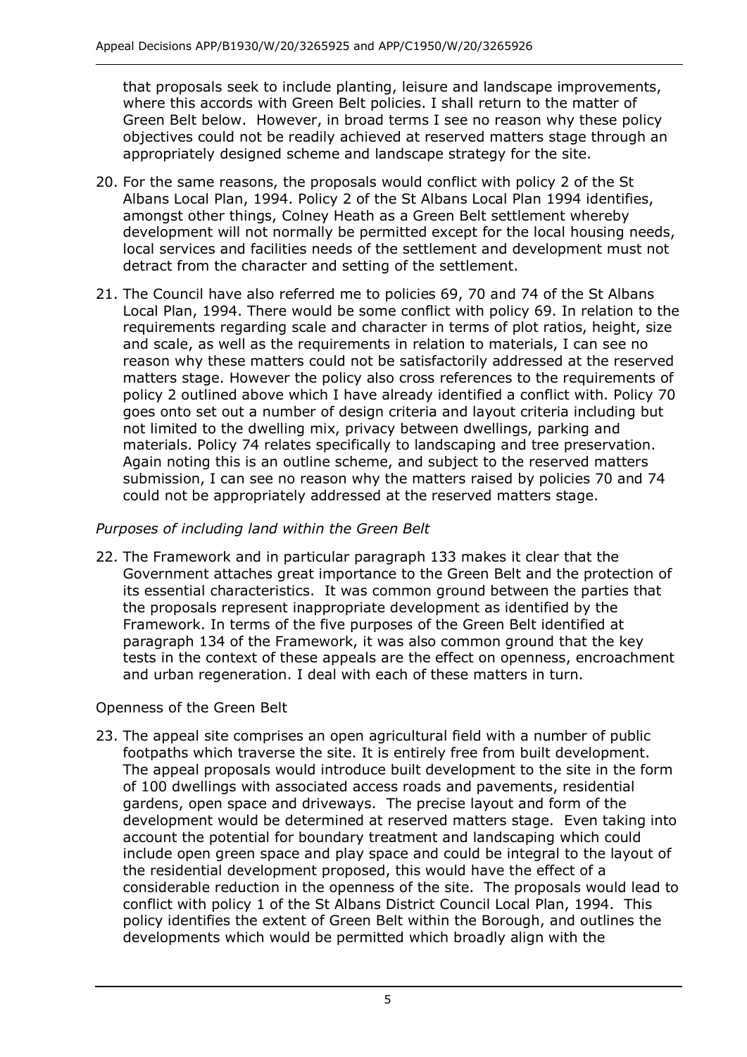that proposals seek to include planting, leisure and landscape improvements, where this accords with Green Belt policies. I shall return to the matter of Green Belt below. However, in broad terms I see no reason why these policy objectives could not be readily achieved at reserved matters stage through an appropriately designed scheme and landscape strategy for the site.

20. For the same reasons, the proposals would conflict with policy 2 of the St Albans Local Plan, 1994. Policy 2 of the St Albans Local Plan 1994 identifies, amongst other things, Colney Heath as a Green Belt settlement whereby development will not normally be permitted except for the local housing needs, local services and facilities needs of the settlement and development must not detract from the character and setting of the settlement.

21. The Council have also referred me to policies 69, 70 and 74 of the St Albans Local Plan, 1994. There would be some conflict with policy 69. In relation to the requirements regarding scale and character in terms of plot ratios, height, size and scale, as well as the requirements in relation to materials, I can see no reason why these matters could not be satisfactorily addressed at the reserved matters stage. However the policy also cross references to the requirements of policy 2 outlined above which I have already identified a conflict with. Policy 70 goes onto set out a number of design criteria and layout criteria including but not limited to the dwelling mix, privacy between dwellings, parking and materials. Policy 74 relates specifically to landscaping and tree preservation. Again noting this is an outline scheme, and subject to the reserved matters submission, I can see no reason why the matters raised by policies 70 and 74 could not be appropriately addressed at the reserved matters stage.

### *Purposes of including land within the Green Belt*

22. The Framework and in particular paragraph 133 makes it clear that the Government attaches great importance to the Green Belt and the protection of its essential characteristics. It was common ground between the parties that the proposals represent inappropriate development as identified by the Framework. In terms of the five purposes of the Green Belt identified at paragraph 134 of the Framework, it was also common ground that the key tests in the context of these appeals are the effect on openness, encroachment and urban regeneration. I deal with each of these matters in turn.

#### Openness of the Green Belt

23. The appeal site comprises an open agricultural field with a number of public footpaths which traverse the site. It is entirely free from built development. The appeal proposals would introduce built development to the site in the form of 100 dwellings with associated access roads and pavements, residential gardens, open space and driveways. The precise layout and form of the development would be determined at reserved matters stage. Even taking into account the potential for boundary treatment and landscaping which could include open green space and play space and could be integral to the layout of the residential development proposed, this would have the effect of a considerable reduction in the openness of the site. The proposals would lead to conflict with policy 1 of the St Albans District Council Local Plan, 1994. This policy identifies the extent of Green Belt within the Borough, and outlines the developments which would be permitted which broadly align with the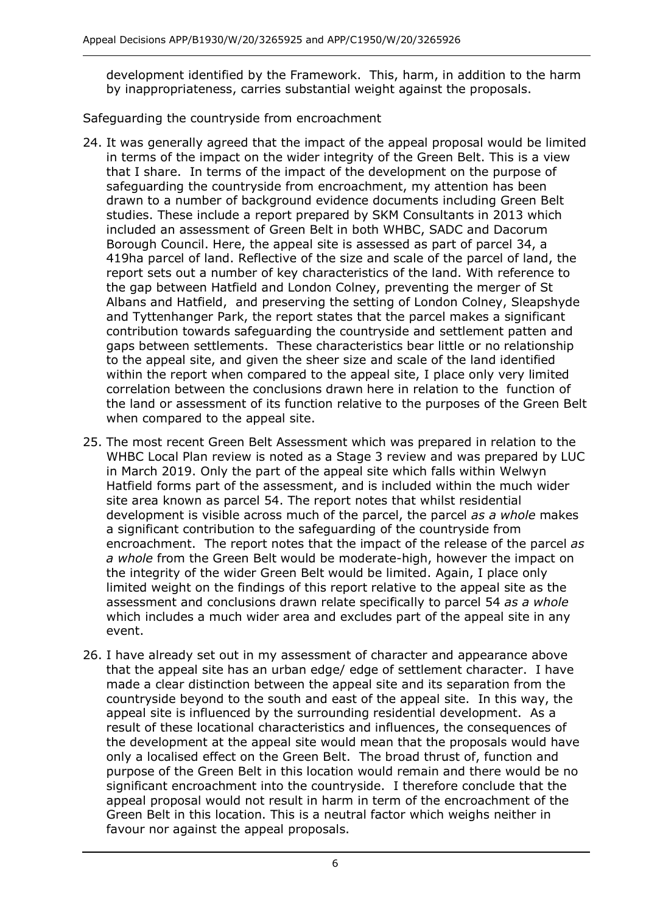development identified by the Framework. This, harm, in addition to the harm by inappropriateness, carries substantial weight against the proposals.

Safeguarding the countryside from encroachment

24. It was generally agreed that the impact of the appeal proposal would be limited in terms of the impact on the wider integrity of the Green Belt. This is a view that I share. In terms of the impact of the development on the purpose of safeguarding the countryside from encroachment, my attention has been drawn to a number of background evidence documents including Green Belt studies. These include a report prepared by SKM Consultants in 2013 which included an assessment of Green Belt in both WHBC, SADC and Dacorum Borough Council. Here, the appeal site is assessed as part of parcel 34, a 419ha parcel of land. Reflective of the size and scale of the parcel of land, the report sets out a number of key characteristics of the land. With reference to the gap between Hatfield and London Colney, preventing the merger of St Albans and Hatfield, and preserving the setting of London Colney, Sleapshyde and Tyttenhanger Park, the report states that the parcel makes a significant contribution towards safeguarding the countryside and settlement patten and gaps between settlements. These characteristics bear little or no relationship to the appeal site, and given the sheer size and scale of the land identified within the report when compared to the appeal site, I place only very limited correlation between the conclusions drawn here in relation to the function of the land or assessment of its function relative to the purposes of the Green Belt when compared to the appeal site.

25. The most recent Green Belt Assessment which was prepared in relation to the WHBC Local Plan review is noted as a Stage 3 review and was prepared by LUC in March 2019. Only the part of the appeal site which falls within Welwyn Hatfield forms part of the assessment, and is included within the much wider site area known as parcel 54. The report notes that whilst residential development is visible across much of the parcel, the parcel *as a whole* makes a significant contribution to the safeguarding of the countryside from encroachment. The report notes that the impact of the release of the parcel *as a whole* from the Green Belt would be moderate-high, however the impact on the integrity of the wider Green Belt would be limited. Again, I place only limited weight on the findings of this report relative to the appeal site as the assessment and conclusions drawn relate specifically to parcel 54 *as a whole* which includes a much wider area and excludes part of the appeal site in any event.

26. I have already set out in my assessment of character and appearance above that the appeal site has an urban edge/ edge of settlement character. I have made a clear distinction between the appeal site and its separation from the countryside beyond to the south and east of the appeal site. In this way, the appeal site is influenced by the surrounding residential development. As a result of these locational characteristics and influences, the consequences of the development at the appeal site would mean that the proposals would have only a localised effect on the Green Belt. The broad thrust of, function and purpose of the Green Belt in this location would remain and there would be no significant encroachment into the countryside. I therefore conclude that the appeal proposal would not result in harm in term of the encroachment of the Green Belt in this location. This is a neutral factor which weighs neither in favour nor against the appeal proposals.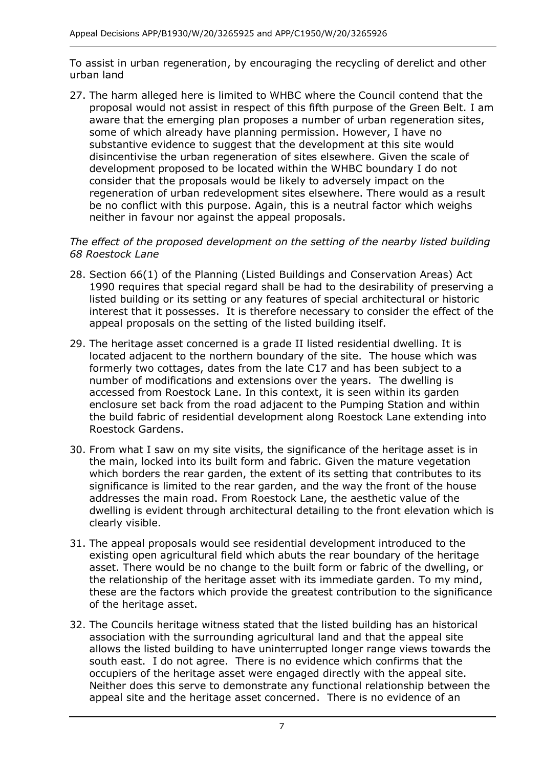To assist in urban regeneration, by encouraging the recycling of derelict and other urban land

27. The harm alleged here is limited to WHBC where the Council contend that the proposal would not assist in respect of this fifth purpose of the Green Belt. I am aware that the emerging plan proposes a number of urban regeneration sites, some of which already have planning permission. However, I have no substantive evidence to suggest that the development at this site would disincentivise the urban regeneration of sites elsewhere. Given the scale of development proposed to be located within the WHBC boundary I do not consider that the proposals would be likely to adversely impact on the regeneration of urban redevelopment sites elsewhere. There would as a result be no conflict with this purpose. Again, this is a neutral factor which weighs neither in favour nor against the appeal proposals.

*The effect of the proposed development on the setting of the nearby listed building 68 Roestock Lane*

28. Section 66(1) of the Planning (Listed Buildings and Conservation Areas) Act 1990 requires that special regard shall be had to the desirability of preserving a listed building or its setting or any features of special architectural or historic interest that it possesses. It is therefore necessary to consider the effect of the appeal proposals on the setting of the listed building itself.

29. The heritage asset concerned is a grade II listed residential dwelling. It is located adjacent to the northern boundary of the site. The house which was formerly two cottages, dates from the late C17 and has been subject to a number of modifications and extensions over the years. The dwelling is accessed from Roestock Lane. In this context, it is seen within its garden enclosure set back from the road adjacent to the Pumping Station and within the build fabric of residential development along Roestock Lane extending into Roestock Gardens.

30. From what I saw on my site visits, the significance of the heritage asset is in the main, locked into its built form and fabric. Given the mature vegetation which borders the rear garden, the extent of its setting that contributes to its significance is limited to the rear garden, and the way the front of the house addresses the main road. From Roestock Lane, the aesthetic value of the dwelling is evident through architectural detailing to the front elevation which is clearly visible.

31. The appeal proposals would see residential development introduced to the existing open agricultural field which abuts the rear boundary of the heritage asset. There would be no change to the built form or fabric of the dwelling, or the relationship of the heritage asset with its immediate garden. To my mind, these are the factors which provide the greatest contribution to the significance of the heritage asset.

32. The Councils heritage witness stated that the listed building has an historical association with the surrounding agricultural land and that the appeal site allows the listed building to have uninterrupted longer range views towards the south east. I do not agree. There is no evidence which confirms that the occupiers of the heritage asset were engaged directly with the appeal site. Neither does this serve to demonstrate any functional relationship between the appeal site and the heritage asset concerned. There is no evidence of an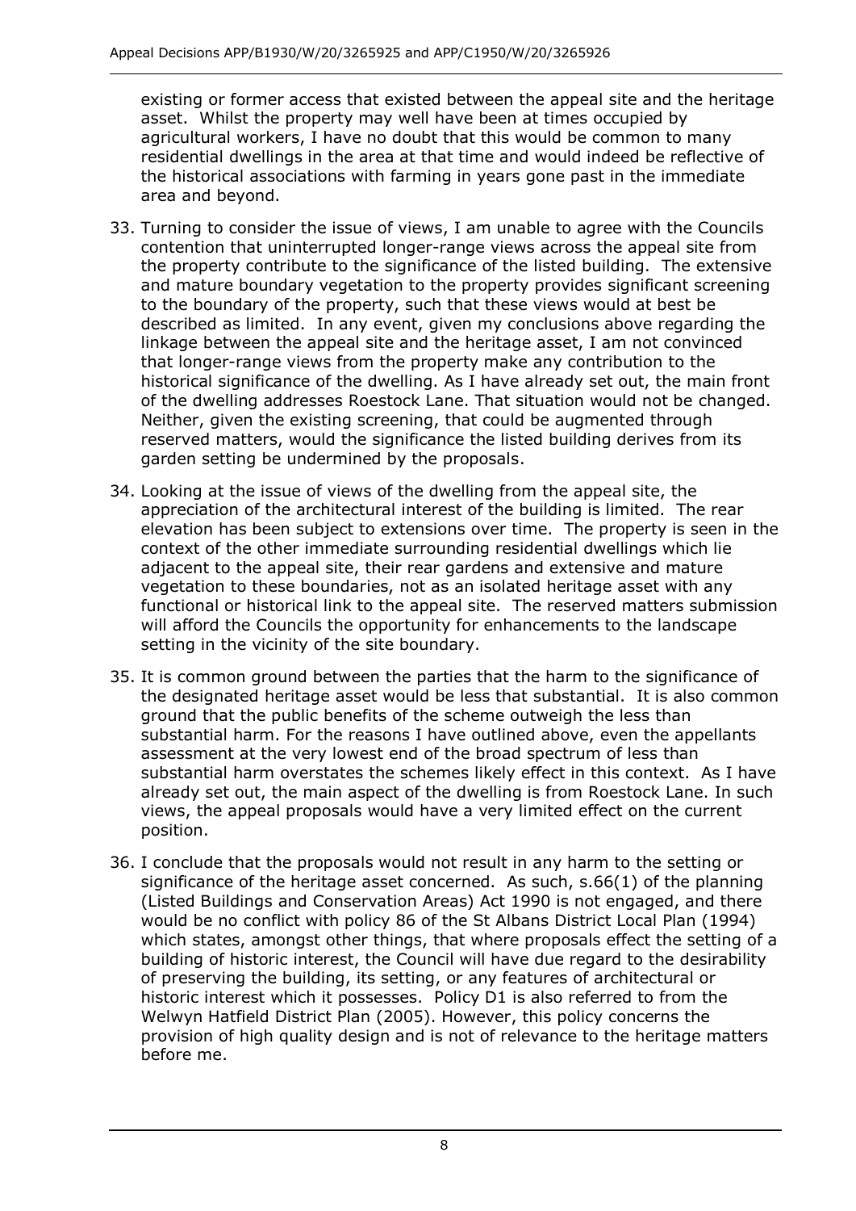existing or former access that existed between the appeal site and the heritage asset. Whilst the property may well have been at times occupied by agricultural workers, I have no doubt that this would be common to many residential dwellings in the area at that time and would indeed be reflective of the historical associations with farming in years gone past in the immediate area and beyond.

33. Turning to consider the issue of views, I am unable to agree with the Councils contention that uninterrupted longer-range views across the appeal site from the property contribute to the significance of the listed building. The extensive and mature boundary vegetation to the property provides significant screening to the boundary of the property, such that these views would at best be described as limited. In any event, given my conclusions above regarding the linkage between the appeal site and the heritage asset, I am not convinced that longer-range views from the property make any contribution to the historical significance of the dwelling. As I have already set out, the main front of the dwelling addresses Roestock Lane. That situation would not be changed. Neither, given the existing screening, that could be augmented through reserved matters, would the significance the listed building derives from its garden setting be undermined by the proposals.

34. Looking at the issue of views of the dwelling from the appeal site, the appreciation of the architectural interest of the building is limited. The rear elevation has been subject to extensions over time. The property is seen in the context of the other immediate surrounding residential dwellings which lie adjacent to the appeal site, their rear gardens and extensive and mature vegetation to these boundaries, not as an isolated heritage asset with any functional or historical link to the appeal site. The reserved matters submission will afford the Councils the opportunity for enhancements to the landscape setting in the vicinity of the site boundary.

35. It is common ground between the parties that the harm to the significance of the designated heritage asset would be less that substantial. It is also common ground that the public benefits of the scheme outweigh the less than substantial harm. For the reasons I have outlined above, even the appellants assessment at the very lowest end of the broad spectrum of less than substantial harm overstates the schemes likely effect in this context. As I have already set out, the main aspect of the dwelling is from Roestock Lane. In such views, the appeal proposals would have a very limited effect on the current position.

36. I conclude that the proposals would not result in any harm to the setting or significance of the heritage asset concerned. As such, s.66(1) of the planning (Listed Buildings and Conservation Areas) Act 1990 is not engaged, and there would be no conflict with policy 86 of the St Albans District Local Plan (1994) which states, amongst other things, that where proposals effect the setting of a building of historic interest, the Council will have due regard to the desirability of preserving the building, its setting, or any features of architectural or historic interest which it possesses. Policy D1 is also referred to from the Welwyn Hatfield District Plan (2005). However, this policy concerns the provision of high quality design and is not of relevance to the heritage matters before me.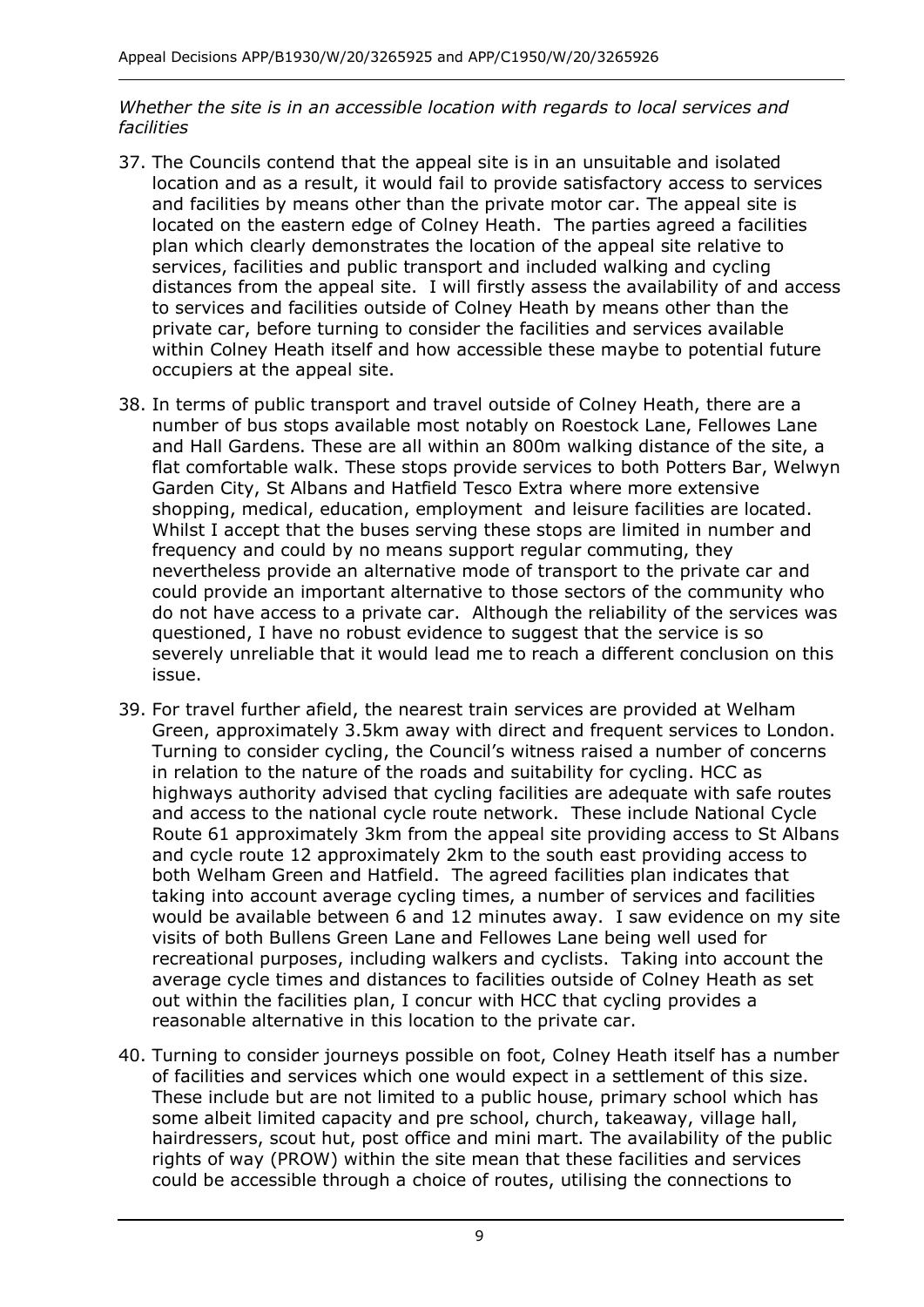*Whether the site is in an accessible location with regards to local services and facilities*

37. The Councils contend that the appeal site is in an unsuitable and isolated location and as a result, it would fail to provide satisfactory access to services and facilities by means other than the private motor car. The appeal site is located on the eastern edge of Colney Heath. The parties agreed a facilities plan which clearly demonstrates the location of the appeal site relative to services, facilities and public transport and included walking and cycling distances from the appeal site. I will firstly assess the availability of and access to services and facilities outside of Colney Heath by means other than the private car, before turning to consider the facilities and services available within Colney Heath itself and how accessible these maybe to potential future occupiers at the appeal site.

38. In terms of public transport and travel outside of Colney Heath, there are a number of bus stops available most notably on Roestock Lane, Fellowes Lane and Hall Gardens. These are all within an 800m walking distance of the site, a flat comfortable walk. These stops provide services to both Potters Bar, Welwyn Garden City, St Albans and Hatfield Tesco Extra where more extensive shopping, medical, education, employment and leisure facilities are located. Whilst I accept that the buses serving these stops are limited in number and frequency and could by no means support regular commuting, they nevertheless provide an alternative mode of transport to the private car and could provide an important alternative to those sectors of the community who do not have access to a private car. Although the reliability of the services was questioned, I have no robust evidence to suggest that the service is so severely unreliable that it would lead me to reach a different conclusion on this issue.

39. For travel further afield, the nearest train services are provided at Welham Green, approximately 3.5km away with direct and frequent services to London. Turning to consider cycling, the Council's witness raised a number of concerns in relation to the nature of the roads and suitability for cycling. HCC as highways authority advised that cycling facilities are adequate with safe routes and access to the national cycle route network. These include National Cycle Route 61 approximately 3km from the appeal site providing access to St Albans and cycle route 12 approximately 2km to the south east providing access to both Welham Green and Hatfield. The agreed facilities plan indicates that taking into account average cycling times, a number of services and facilities would be available between 6 and 12 minutes away. I saw evidence on my site visits of both Bullens Green Lane and Fellowes Lane being well used for recreational purposes, including walkers and cyclists. Taking into account the average cycle times and distances to facilities outside of Colney Heath as set out within the facilities plan, I concur with HCC that cycling provides a reasonable alternative in this location to the private car.

40. Turning to consider journeys possible on foot, Colney Heath itself has a number of facilities and services which one would expect in a settlement of this size. These include but are not limited to a public house, primary school which has some albeit limited capacity and pre school, church, takeaway, village hall, hairdressers, scout hut, post office and mini mart. The availability of the public rights of way (PROW) within the site mean that these facilities and services could be accessible through a choice of routes, utilising the connections to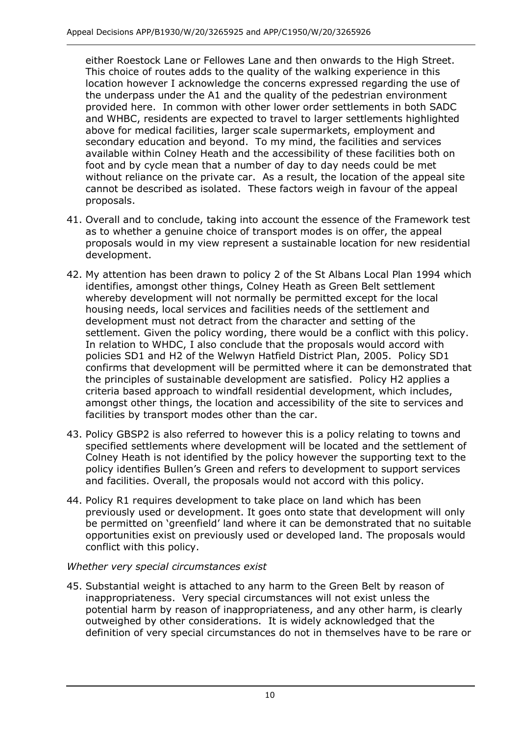either Roestock Lane or Fellowes Lane and then onwards to the High Street. This choice of routes adds to the quality of the walking experience in this location however I acknowledge the concerns expressed regarding the use of the underpass under the A1 and the quality of the pedestrian environment provided here. In common with other lower order settlements in both SADC and WHBC, residents are expected to travel to larger settlements highlighted above for medical facilities, larger scale supermarkets, employment and secondary education and beyond. To my mind, the facilities and services available within Colney Heath and the accessibility of these facilities both on foot and by cycle mean that a number of day to day needs could be met without reliance on the private car. As a result, the location of the appeal site cannot be described as isolated. These factors weigh in favour of the appeal proposals.

41. Overall and to conclude, taking into account the essence of the Framework test as to whether a genuine choice of transport modes is on offer, the appeal proposals would in my view represent a sustainable location for new residential development.

42. My attention has been drawn to policy 2 of the St Albans Local Plan 1994 which identifies, amongst other things, Colney Heath as Green Belt settlement whereby development will not normally be permitted except for the local housing needs, local services and facilities needs of the settlement and development must not detract from the character and setting of the settlement. Given the policy wording, there would be a conflict with this policy. In relation to WHDC, I also conclude that the proposals would accord with policies SD1 and H2 of the Welwyn Hatfield District Plan, 2005. Policy SD1 confirms that development will be permitted where it can be demonstrated that the principles of sustainable development are satisfied. Policy H2 applies a criteria based approach to windfall residential development, which includes, amongst other things, the location and accessibility of the site to services and facilities by transport modes other than the car.

43. Policy GBSP2 is also referred to however this is a policy relating to towns and specified settlements where development will be located and the settlement of Colney Heath is not identified by the policy however the supporting text to the policy identifies Bullen's Green and refers to development to support services and facilities. Overall, the proposals would not accord with this policy.

44. Policy R1 requires development to take place on land which has been previously used or development. It goes onto state that development will only be permitted on 'greenfield' land where it can be demonstrated that no suitable opportunities exist on previously used or developed land. The proposals would conflict with this policy.

*Whether very special circumstances exist*

45. Substantial weight is attached to any harm to the Green Belt by reason of inappropriateness. Very special circumstances will not exist unless the potential harm by reason of inappropriateness, and any other harm, is clearly outweighed by other considerations. It is widely acknowledged that the definition of very special circumstances do not in themselves have to be rare or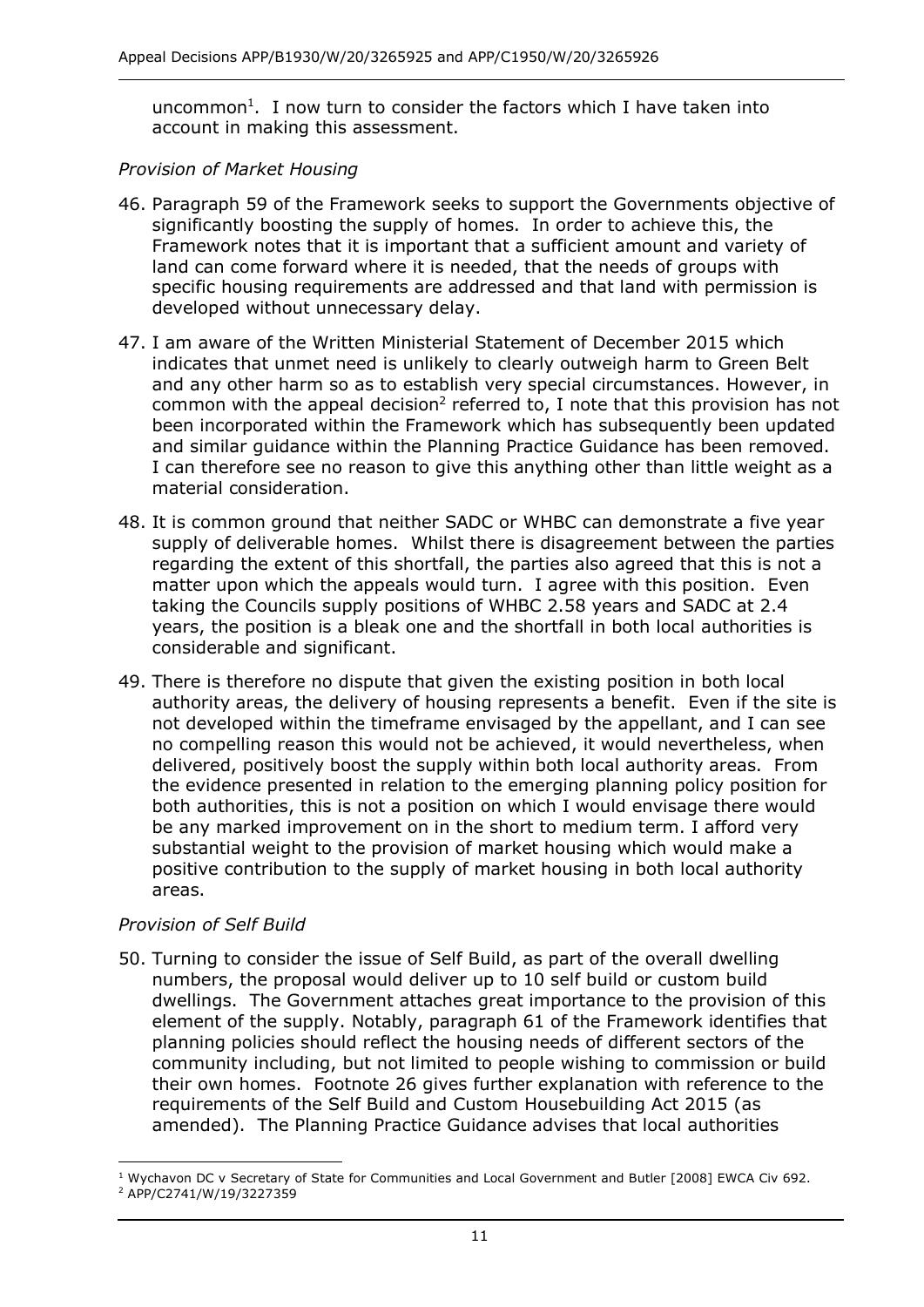uncommon[1]. I now turn to consider the factors which I have taken into account in making this assessment.

*Provision of Market Housing*

46. Paragraph 59 of the Framework seeks to support the Governments objective of significantly boosting the supply of homes. In order to achieve this, the Framework notes that it is important that a sufficient amount and variety of land can come forward where it is needed, that the needs of groups with specific housing requirements are addressed and that land with permission is developed without unnecessary delay.

47. I am aware of the Written Ministerial Statement of December 2015 which indicates that unmet need is unlikely to clearly outweigh harm to Green Belt and any other harm so as to establish very special circumstances. However, in common with the appeal decision[2] referred to, I note that this provision has not been incorporated within the Framework which has subsequently been updated and similar guidance within the Planning Practice Guidance has been removed. I can therefore see no reason to give this anything other than little weight as a material consideration.

48. It is common ground that neither SADC or WHBC can demonstrate a five year supply of deliverable homes. Whilst there is disagreement between the parties regarding the extent of this shortfall, the parties also agreed that this is not a matter upon which the appeals would turn. I agree with this position. Even taking the Councils supply positions of WHBC 2.58 years and SADC at 2.4 years, the position is a bleak one and the shortfall in both local authorities is considerable and significant.

49. There is therefore no dispute that given the existing position in both local authority areas, the delivery of housing represents a benefit. Even if the site is not developed within the timeframe envisaged by the appellant, and I can see no compelling reason this would not be achieved, it would nevertheless, when delivered, positively boost the supply within both local authority areas. From the evidence presented in relation to the emerging planning policy position for both authorities, this is not a position on which I would envisage there would be any marked improvement on in the short to medium term. I afford very substantial weight to the provision of market housing which would make a positive contribution to the supply of market housing in both local authority areas.

*Provision of Self Build*

50. Turning to consider the issue of Self Build, as part of the overall dwelling numbers, the proposal would deliver up to 10 self build or custom build dwellings. The Government attaches great importance to the provision of this element of the supply. Notably, paragraph 61 of the Framework identifies that planning policies should reflect the housing needs of different sectors of the community including, but not limited to people wishing to commission or build their own homes. Footnote 26 gives further explanation with reference to the requirements of the Self Build and Custom Housebuilding Act 2015 (as amended). The Planning Practice Guidance advises that local authorities

[1] Wychavon DC v Secretary of State for Communities and Local Government and Butler [2008] EWCA Civ 692.
[2] APP/C2741/W/19/3227359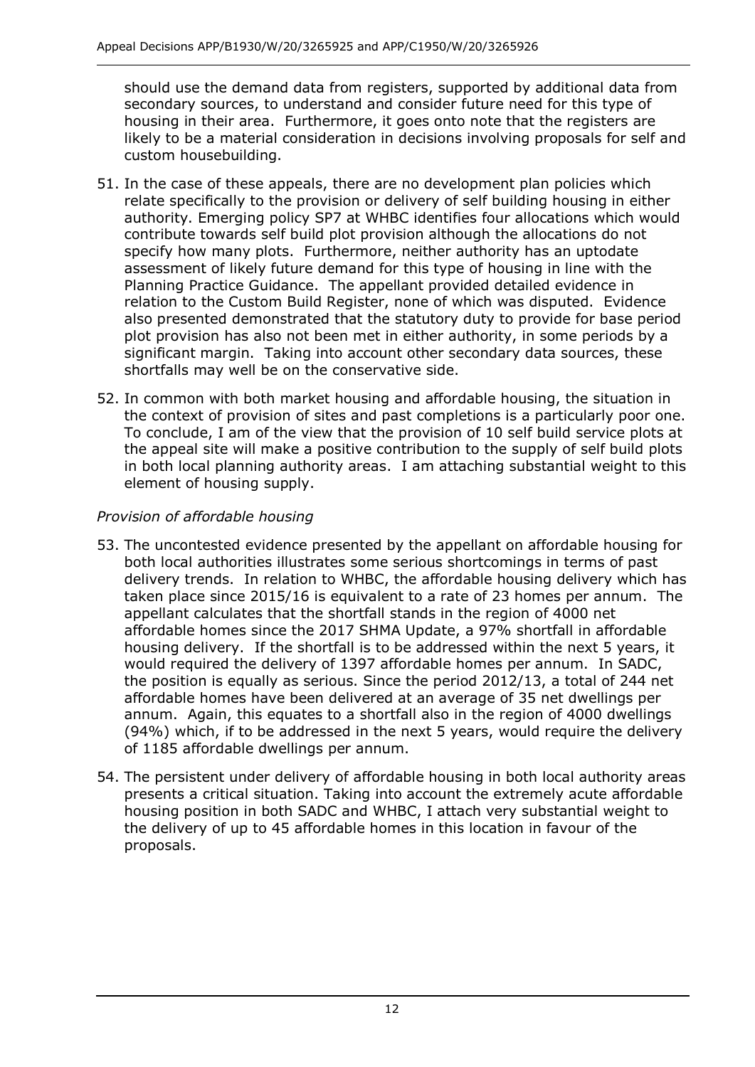should use the demand data from registers, supported by additional data from secondary sources, to understand and consider future need for this type of housing in their area. Furthermore, it goes onto note that the registers are likely to be a material consideration in decisions involving proposals for self and custom housebuilding.

51. In the case of these appeals, there are no development plan policies which relate specifically to the provision or delivery of self building housing in either authority. Emerging policy SP7 at WHBC identifies four allocations which would contribute towards self build plot provision although the allocations do not specify how many plots. Furthermore, neither authority has an uptodate assessment of likely future demand for this type of housing in line with the Planning Practice Guidance. The appellant provided detailed evidence in relation to the Custom Build Register, none of which was disputed. Evidence also presented demonstrated that the statutory duty to provide for base period plot provision has also not been met in either authority, in some periods by a significant margin. Taking into account other secondary data sources, these shortfalls may well be on the conservative side.

52. In common with both market housing and affordable housing, the situation in the context of provision of sites and past completions is a particularly poor one. To conclude, I am of the view that the provision of 10 self build service plots at the appeal site will make a positive contribution to the supply of self build plots in both local planning authority areas. I am attaching substantial weight to this element of housing supply.

*Provision of affordable housing*

53. The uncontested evidence presented by the appellant on affordable housing for both local authorities illustrates some serious shortcomings in terms of past delivery trends. In relation to WHBC, the affordable housing delivery which has taken place since 2015/16 is equivalent to a rate of 23 homes per annum. The appellant calculates that the shortfall stands in the region of 4000 net affordable homes since the 2017 SHMA Update, a 97% shortfall in affordable housing delivery. If the shortfall is to be addressed within the next 5 years, it would required the delivery of 1397 affordable homes per annum. In SADC, the position is equally as serious. Since the period 2012/13, a total of 244 net affordable homes have been delivered at an average of 35 net dwellings per annum. Again, this equates to a shortfall also in the region of 4000 dwellings (94%) which, if to be addressed in the next 5 years, would require the delivery of 1185 affordable dwellings per annum.

54. The persistent under delivery of affordable housing in both local authority areas presents a critical situation. Taking into account the extremely acute affordable housing position in both SADC and WHBC, I attach very substantial weight to the delivery of up to 45 affordable homes in this location in favour of the proposals.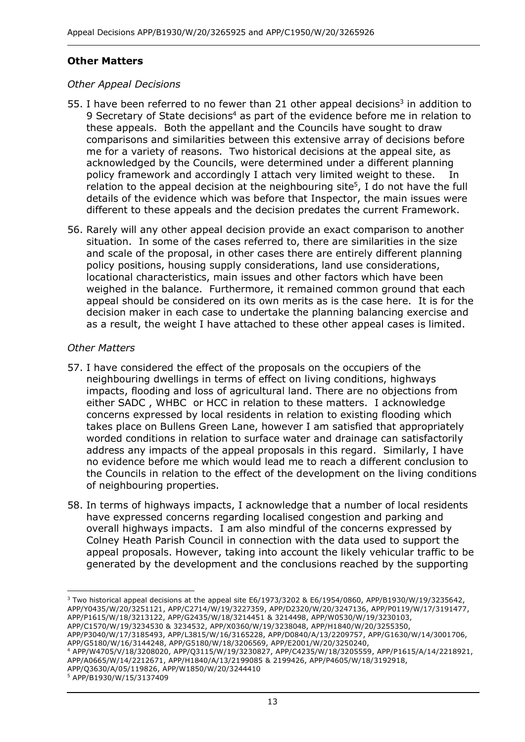## Other Matters

*Other Appeal Decisions*

55. I have been referred to no fewer than 21 other appeal decisions[3] in addition to 9 Secretary of State decisions[4] as part of the evidence before me in relation to these appeals. Both the appellant and the Councils have sought to draw comparisons and similarities between this extensive array of decisions before me for a variety of reasons. Two historical decisions at the appeal site, as acknowledged by the Councils, were determined under a different planning policy framework and accordingly I attach very limited weight to these. In relation to the appeal decision at the neighbouring site[5], I do not have the full details of the evidence which was before that Inspector, the main issues were different to these appeals and the decision predates the current Framework.

56. Rarely will any other appeal decision provide an exact comparison to another situation. In some of the cases referred to, there are similarities in the size and scale of the proposal, in other cases there are entirely different planning policy positions, housing supply considerations, land use considerations, locational characteristics, main issues and other factors which have been weighed in the balance. Furthermore, it remained common ground that each appeal should be considered on its own merits as is the case here. It is for the decision maker in each case to undertake the planning balancing exercise and as a result, the weight I have attached to these other appeal cases is limited.

*Other Matters*

57. I have considered the effect of the proposals on the occupiers of the neighbouring dwellings in terms of effect on living conditions, highways impacts, flooding and loss of agricultural land. There are no objections from either SADC , WHBC or HCC in relation to these matters. I acknowledge concerns expressed by local residents in relation to existing flooding which takes place on Bullens Green Lane, however I am satisfied that appropriately worded conditions in relation to surface water and drainage can satisfactorily address any impacts of the appeal proposals in this regard. Similarly, I have no evidence before me which would lead me to reach a different conclusion to the Councils in relation to the effect of the development on the living conditions of neighbouring properties.

58. In terms of highways impacts, I acknowledge that a number of local residents have expressed concerns regarding localised congestion and parking and overall highways impacts. I am also mindful of the concerns expressed by Colney Heath Parish Council in connection with the data used to support the appeal proposals. However, taking into account the likely vehicular traffic to be generated by the development and the conclusions reached by the supporting

---

[3] Two historical appeal decisions at the appeal site E6/1973/3202 & E6/1954/0860, APP/B1930/W/19/3235642, APP/Y0435/W/20/3251121, APP/C2714/W/19/3227359, APP/D2320/W/20/3247136, APP/P0119/W/17/3191477, APP/P1615/W/18/3213122, APP/G2435/W/18/3214451 & 3214498, APP/W0530/W/19/3230103, APP/C1570/W/19/3234530 & 3234532, APP/X0360/W/19/3238048, APP/H1840/W/20/3255350, APP/P3040/W/17/3185493, APP/L3815/W/16/3165228, APP/D0840/A/13/2209757, APP/G1630/W/14/3001706, APP/G5180/W/16/3144248, APP/G5180/W/18/3206569, APP/E2001/W/20/3250240,

[4] APP/W4705/V/18/3208020, APP/Q3115/W/19/3230827, APP/C4235/W/18/3205559, APP/P1615/A/14/2218921, APP/A0665/W/14/2212671, APP/H1840/A/13/2199085 & 2199426, APP/P4605/W/18/3192918, APP/Q3630/A/05/119826, APP/W1850/W/20/3244410

[5] APP/B1930/W/15/3137409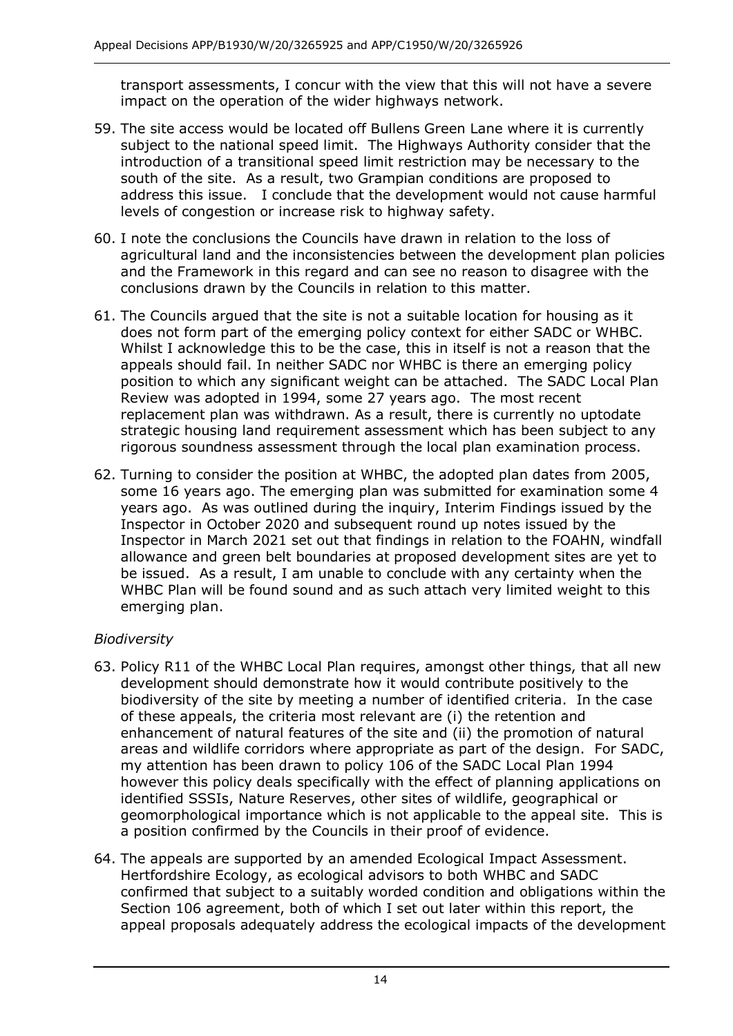transport assessments, I concur with the view that this will not have a severe impact on the operation of the wider highways network.

59. The site access would be located off Bullens Green Lane where it is currently subject to the national speed limit. The Highways Authority consider that the introduction of a transitional speed limit restriction may be necessary to the south of the site. As a result, two Grampian conditions are proposed to address this issue. I conclude that the development would not cause harmful levels of congestion or increase risk to highway safety.

60. I note the conclusions the Councils have drawn in relation to the loss of agricultural land and the inconsistencies between the development plan policies and the Framework in this regard and can see no reason to disagree with the conclusions drawn by the Councils in relation to this matter.

61. The Councils argued that the site is not a suitable location for housing as it does not form part of the emerging policy context for either SADC or WHBC. Whilst I acknowledge this to be the case, this in itself is not a reason that the appeals should fail. In neither SADC nor WHBC is there an emerging policy position to which any significant weight can be attached. The SADC Local Plan Review was adopted in 1994, some 27 years ago. The most recent replacement plan was withdrawn. As a result, there is currently no uptodate strategic housing land requirement assessment which has been subject to any rigorous soundness assessment through the local plan examination process.

62. Turning to consider the position at WHBC, the adopted plan dates from 2005, some 16 years ago. The emerging plan was submitted for examination some 4 years ago. As was outlined during the inquiry, Interim Findings issued by the Inspector in October 2020 and subsequent round up notes issued by the Inspector in March 2021 set out that findings in relation to the FOAHN, windfall allowance and green belt boundaries at proposed development sites are yet to be issued. As a result, I am unable to conclude with any certainty when the WHBC Plan will be found sound and as such attach very limited weight to this emerging plan.

*Biodiversity*

63. Policy R11 of the WHBC Local Plan requires, amongst other things, that all new development should demonstrate how it would contribute positively to the biodiversity of the site by meeting a number of identified criteria. In the case of these appeals, the criteria most relevant are (i) the retention and enhancement of natural features of the site and (ii) the promotion of natural areas and wildlife corridors where appropriate as part of the design. For SADC, my attention has been drawn to policy 106 of the SADC Local Plan 1994 however this policy deals specifically with the effect of planning applications on identified SSSIs, Nature Reserves, other sites of wildlife, geographical or geomorphological importance which is not applicable to the appeal site. This is a position confirmed by the Councils in their proof of evidence.

64. The appeals are supported by an amended Ecological Impact Assessment. Hertfordshire Ecology, as ecological advisors to both WHBC and SADC confirmed that subject to a suitably worded condition and obligations within the Section 106 agreement, both of which I set out later within this report, the appeal proposals adequately address the ecological impacts of the development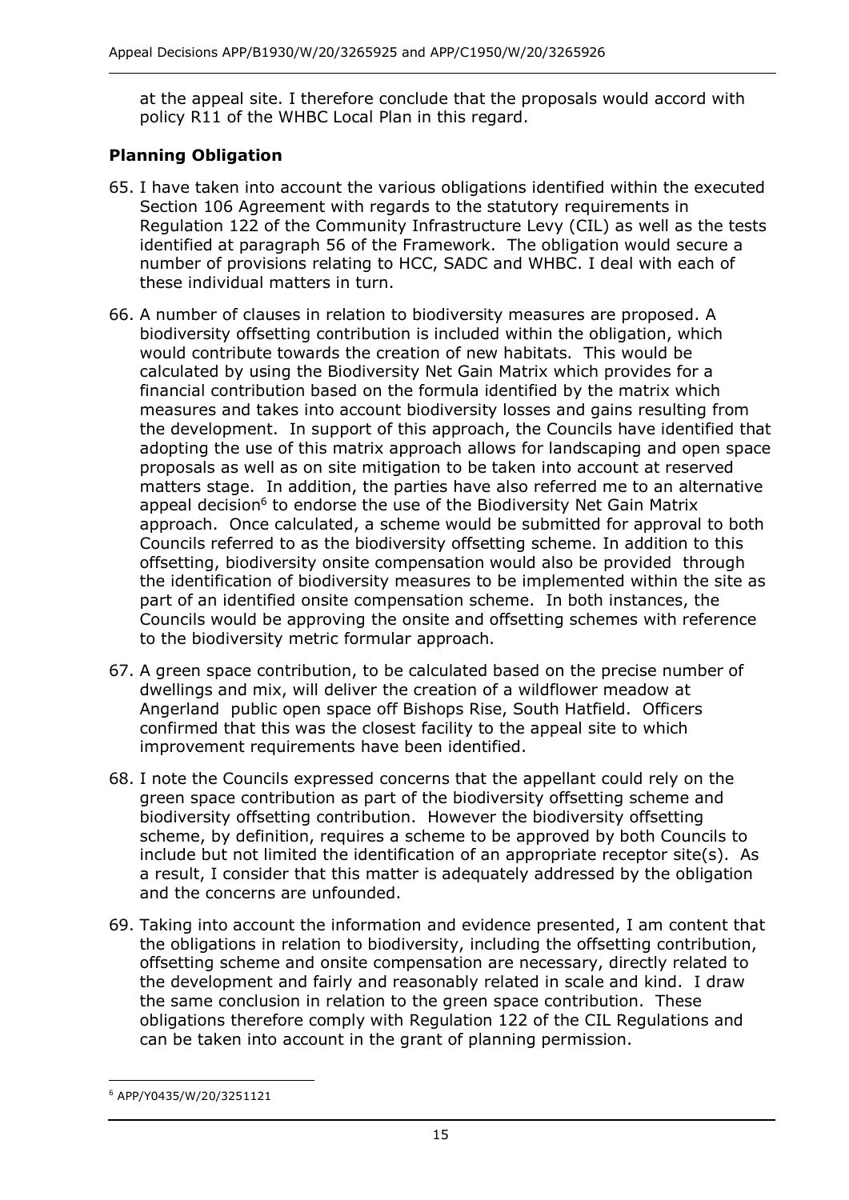at the appeal site. I therefore conclude that the proposals would accord with policy R11 of the WHBC Local Plan in this regard.

## Planning Obligation

65. I have taken into account the various obligations identified within the executed Section 106 Agreement with regards to the statutory requirements in Regulation 122 of the Community Infrastructure Levy (CIL) as well as the tests identified at paragraph 56 of the Framework. The obligation would secure a number of provisions relating to HCC, SADC and WHBC. I deal with each of these individual matters in turn.

66. A number of clauses in relation to biodiversity measures are proposed. A biodiversity offsetting contribution is included within the obligation, which would contribute towards the creation of new habitats. This would be calculated by using the Biodiversity Net Gain Matrix which provides for a financial contribution based on the formula identified by the matrix which measures and takes into account biodiversity losses and gains resulting from the development. In support of this approach, the Councils have identified that adopting the use of this matrix approach allows for landscaping and open space proposals as well as on site mitigation to be taken into account at reserved matters stage. In addition, the parties have also referred me to an alternative appeal decision[6] to endorse the use of the Biodiversity Net Gain Matrix approach. Once calculated, a scheme would be submitted for approval to both Councils referred to as the biodiversity offsetting scheme. In addition to this offsetting, biodiversity onsite compensation would also be provided through the identification of biodiversity measures to be implemented within the site as part of an identified onsite compensation scheme. In both instances, the Councils would be approving the onsite and offsetting schemes with reference to the biodiversity metric formular approach.

67. A green space contribution, to be calculated based on the precise number of dwellings and mix, will deliver the creation of a wildflower meadow at Angerland public open space off Bishops Rise, South Hatfield. Officers confirmed that this was the closest facility to the appeal site to which improvement requirements have been identified.

68. I note the Councils expressed concerns that the appellant could rely on the green space contribution as part of the biodiversity offsetting scheme and biodiversity offsetting contribution. However the biodiversity offsetting scheme, by definition, requires a scheme to be approved by both Councils to include but not limited the identification of an appropriate receptor site(s). As a result, I consider that this matter is adequately addressed by the obligation and the concerns are unfounded.

69. Taking into account the information and evidence presented, I am content that the obligations in relation to biodiversity, including the offsetting contribution, offsetting scheme and onsite compensation are necessary, directly related to the development and fairly and reasonably related in scale and kind. I draw the same conclusion in relation to the green space contribution. These obligations therefore comply with Regulation 122 of the CIL Regulations and can be taken into account in the grant of planning permission.

---

[6] APP/Y0435/W/20/3251121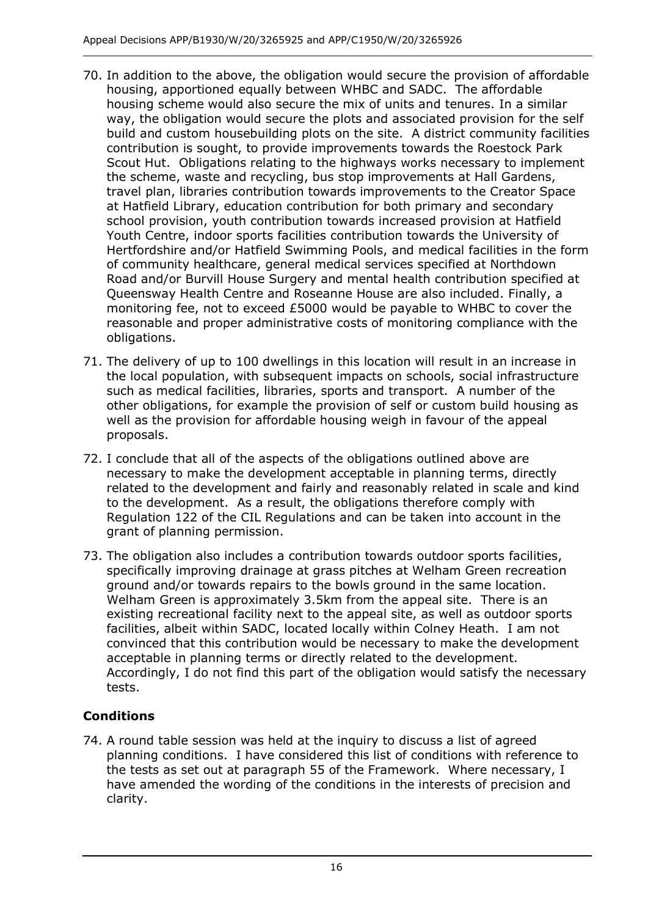70. In addition to the above, the obligation would secure the provision of affordable housing, apportioned equally between WHBC and SADC. The affordable housing scheme would also secure the mix of units and tenures. In a similar way, the obligation would secure the plots and associated provision for the self build and custom housebuilding plots on the site. A district community facilities contribution is sought, to provide improvements towards the Roestock Park Scout Hut. Obligations relating to the highways works necessary to implement the scheme, waste and recycling, bus stop improvements at Hall Gardens, travel plan, libraries contribution towards improvements to the Creator Space at Hatfield Library, education contribution for both primary and secondary school provision, youth contribution towards increased provision at Hatfield Youth Centre, indoor sports facilities contribution towards the University of Hertfordshire and/or Hatfield Swimming Pools, and medical facilities in the form of community healthcare, general medical services specified at Northdown Road and/or Burvill House Surgery and mental health contribution specified at Queensway Health Centre and Roseanne House are also included. Finally, a monitoring fee, not to exceed £5000 would be payable to WHBC to cover the reasonable and proper administrative costs of monitoring compliance with the obligations.

71. The delivery of up to 100 dwellings in this location will result in an increase in the local population, with subsequent impacts on schools, social infrastructure such as medical facilities, libraries, sports and transport. A number of the other obligations, for example the provision of self or custom build housing as well as the provision for affordable housing weigh in favour of the appeal proposals.

72. I conclude that all of the aspects of the obligations outlined above are necessary to make the development acceptable in planning terms, directly related to the development and fairly and reasonably related in scale and kind to the development. As a result, the obligations therefore comply with Regulation 122 of the CIL Regulations and can be taken into account in the grant of planning permission.

73. The obligation also includes a contribution towards outdoor sports facilities, specifically improving drainage at grass pitches at Welham Green recreation ground and/or towards repairs to the bowls ground in the same location. Welham Green is approximately 3.5km from the appeal site. There is an existing recreational facility next to the appeal site, as well as outdoor sports facilities, albeit within SADC, located locally within Colney Heath. I am not convinced that this contribution would be necessary to make the development acceptable in planning terms or directly related to the development. Accordingly, I do not find this part of the obligation would satisfy the necessary tests.

## Conditions

74. A round table session was held at the inquiry to discuss a list of agreed planning conditions. I have considered this list of conditions with reference to the tests as set out at paragraph 55 of the Framework. Where necessary, I have amended the wording of the conditions in the interests of precision and clarity.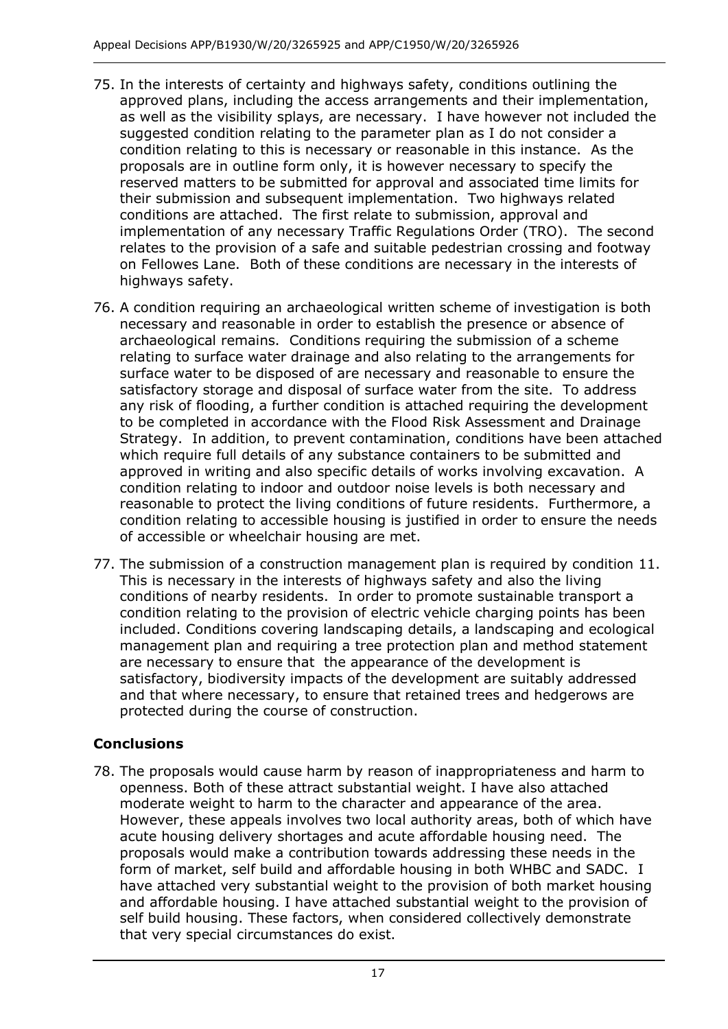75. In the interests of certainty and highways safety, conditions outlining the approved plans, including the access arrangements and their implementation, as well as the visibility splays, are necessary. I have however not included the suggested condition relating to the parameter plan as I do not consider a condition relating to this is necessary or reasonable in this instance. As the proposals are in outline form only, it is however necessary to specify the reserved matters to be submitted for approval and associated time limits for their submission and subsequent implementation. Two highways related conditions are attached. The first relate to submission, approval and implementation of any necessary Traffic Regulations Order (TRO). The second relates to the provision of a safe and suitable pedestrian crossing and footway on Fellowes Lane. Both of these conditions are necessary in the interests of highways safety.

76. A condition requiring an archaeological written scheme of investigation is both necessary and reasonable in order to establish the presence or absence of archaeological remains. Conditions requiring the submission of a scheme relating to surface water drainage and also relating to the arrangements for surface water to be disposed of are necessary and reasonable to ensure the satisfactory storage and disposal of surface water from the site. To address any risk of flooding, a further condition is attached requiring the development to be completed in accordance with the Flood Risk Assessment and Drainage Strategy. In addition, to prevent contamination, conditions have been attached which require full details of any substance containers to be submitted and approved in writing and also specific details of works involving excavation. A condition relating to indoor and outdoor noise levels is both necessary and reasonable to protect the living conditions of future residents. Furthermore, a condition relating to accessible housing is justified in order to ensure the needs of accessible or wheelchair housing are met.

77. The submission of a construction management plan is required by condition 11. This is necessary in the interests of highways safety and also the living conditions of nearby residents. In order to promote sustainable transport a condition relating to the provision of electric vehicle charging points has been included. Conditions covering landscaping details, a landscaping and ecological management plan and requiring a tree protection plan and method statement are necessary to ensure that the appearance of the development is satisfactory, biodiversity impacts of the development are suitably addressed and that where necessary, to ensure that retained trees and hedgerows are protected during the course of construction.

## Conclusions

78. The proposals would cause harm by reason of inappropriateness and harm to openness. Both of these attract substantial weight. I have also attached moderate weight to harm to the character and appearance of the area. However, these appeals involves two local authority areas, both of which have acute housing delivery shortages and acute affordable housing need. The proposals would make a contribution towards addressing these needs in the form of market, self build and affordable housing in both WHBC and SADC. I have attached very substantial weight to the provision of both market housing and affordable housing. I have attached substantial weight to the provision of self build housing. These factors, when considered collectively demonstrate that very special circumstances do exist.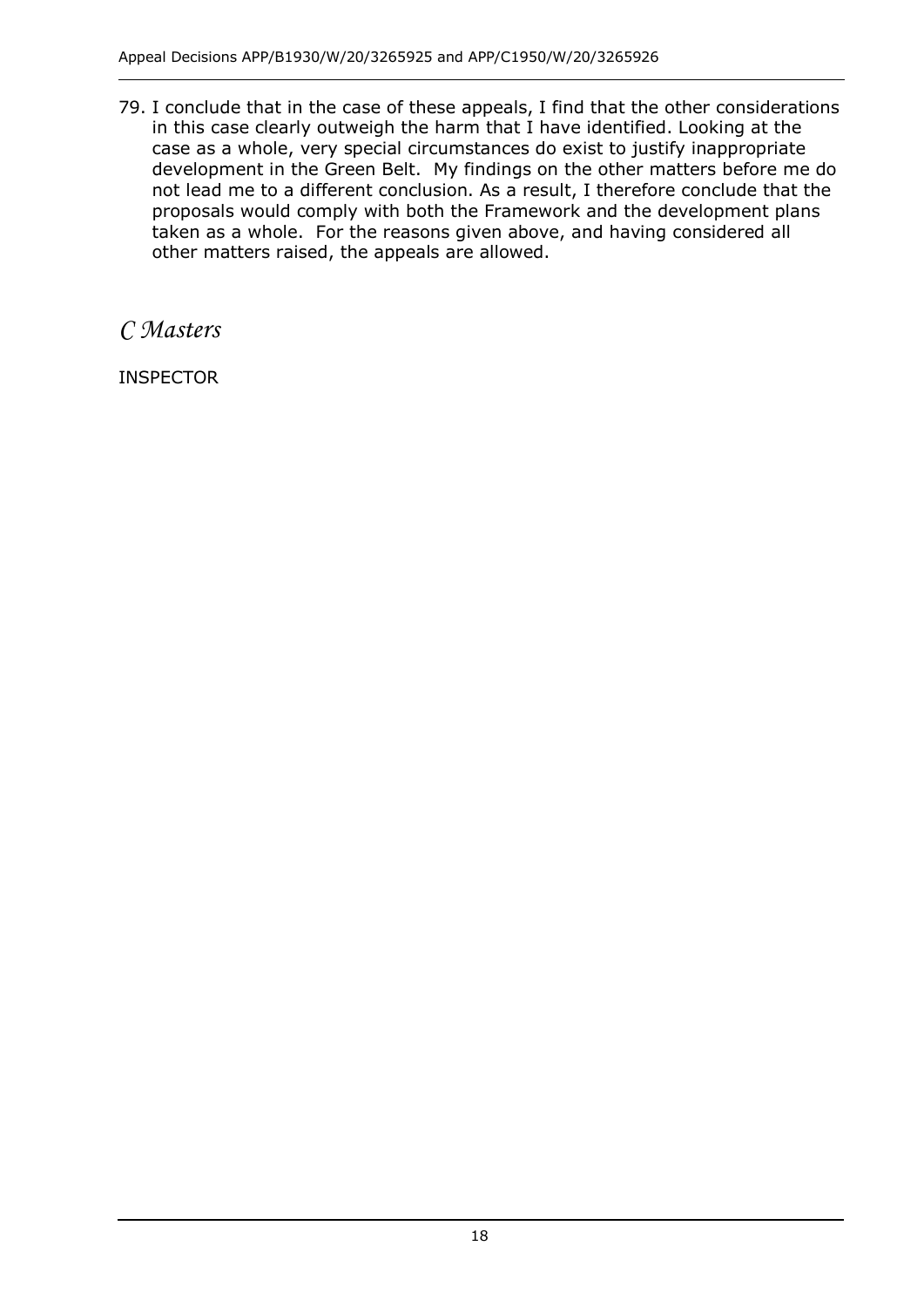79. I conclude that in the case of these appeals, I find that the other considerations in this case clearly outweigh the harm that I have identified. Looking at the case as a whole, very special circumstances do exist to justify inappropriate development in the Green Belt. My findings on the other matters before me do not lead me to a different conclusion. As a result, I therefore conclude that the proposals would comply with both the Framework and the development plans taken as a whole. For the reasons given above, and having considered all other matters raised, the appeals are allowed.

*C Masters*

INSPECTOR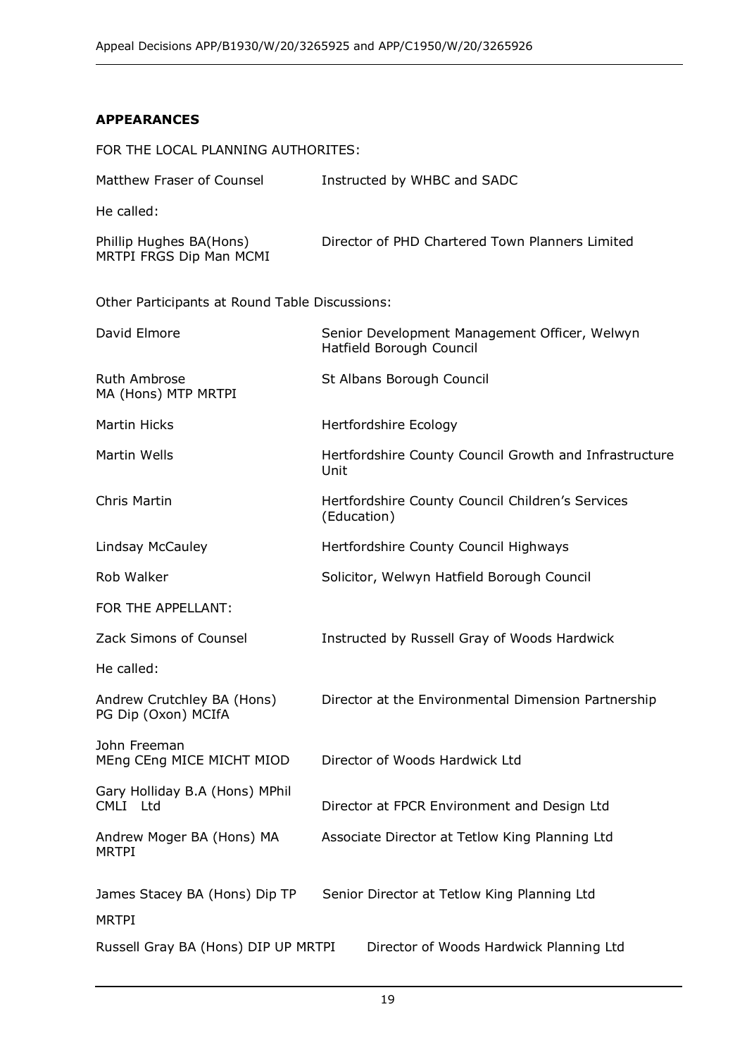## APPEARANCES

FOR THE LOCAL PLANNING AUTHORITIES:

| | |
|---|---|
| Matthew Fraser of Counsel | Instructed by WHBC and SADC |

He called:

| | |
|---|---|
| Phillip Hughes BA(Hons) MRTPI FRGS Dip Man MCMI | Director of PHD Chartered Town Planners Limited |

Other Participants at Round Table Discussions:

| | |
|---|---|
| David Elmore | Senior Development Management Officer, Welwyn Hatfield Borough Council |
| Ruth Ambrose MA (Hons) MTP MRTPI | St Albans Borough Council |
| Martin Hicks | Hertfordshire Ecology |
| Martin Wells | Hertfordshire County Council Growth and Infrastructure Unit |
| Chris Martin | Hertfordshire County Council Children's Services (Education) |
| Lindsay McCauley | Hertfordshire County Council Highways |
| Rob Walker | Solicitor, Welwyn Hatfield Borough Council |

FOR THE APPELLANT:

| | |
|---|---|
| Zack Simons of Counsel | Instructed by Russell Gray of Woods Hardwick |

He called:

| | |
|---|---|
| Andrew Crutchley BA (Hons) PG Dip (Oxon) MCIfA | Director at the Environmental Dimension Partnership |
| John Freeman MEng CEng MICE MICHT MIOD | Director of Woods Hardwick Ltd |
| Gary Holliday B.A (Hons) MPhil CMLI Ltd | Director at FPCR Environment and Design Ltd |
| Andrew Moger BA (Hons) MA MRTPI | Associate Director at Tetlow King Planning Ltd |
| James Stacey BA (Hons) Dip TP MRTPI | Senior Director at Tetlow King Planning Ltd |
| Russell Gray BA (Hons) DIP UP MRTPI | Director of Woods Hardwick Planning Ltd |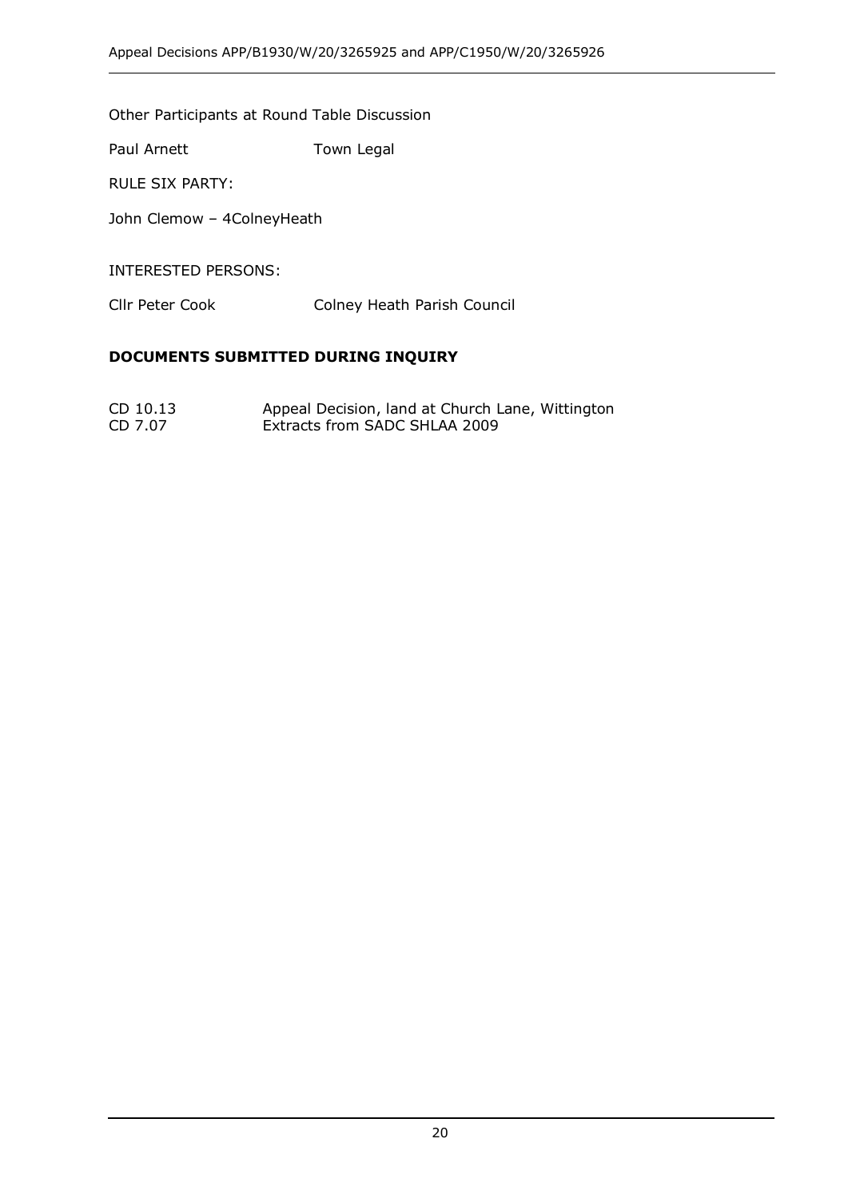Other Participants at Round Table Discussion

| | |
|---|---|
| Paul Arnett | Town Legal |

RULE SIX PARTY:

John Clemow – 4ColneyHeath

INTERESTED PERSONS:

| | |
|---|---|
| Cllr Peter Cook | Colney Heath Parish Council |

**DOCUMENTS SUBMITTED DURING INQUIRY**

| | |
|---|---|
| CD 10.13 | Appeal Decision, land at Church Lane, Wittington |
| CD 7.07 | Extracts from SADC SHLAA 2009 |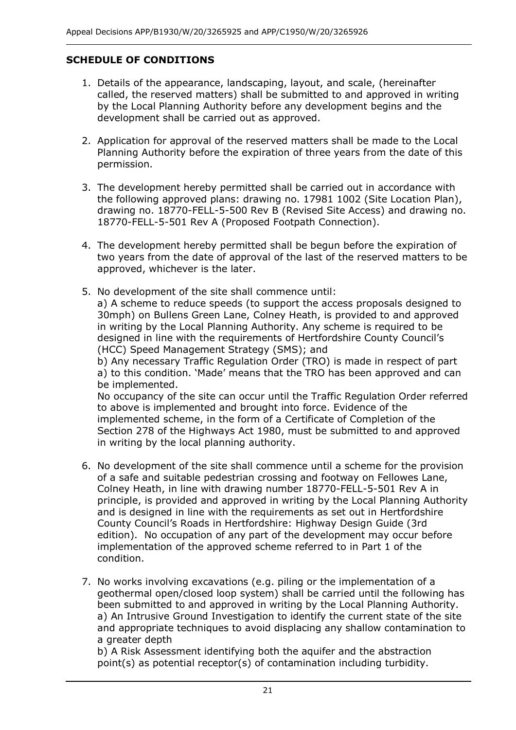## SCHEDULE OF CONDITIONS

1. Details of the appearance, landscaping, layout, and scale, (hereinafter called, the reserved matters) shall be submitted to and approved in writing by the Local Planning Authority before any development begins and the development shall be carried out as approved.

2. Application for approval of the reserved matters shall be made to the Local Planning Authority before the expiration of three years from the date of this permission.

3. The development hereby permitted shall be carried out in accordance with the following approved plans: drawing no. 17981 1002 (Site Location Plan), drawing no. 18770-FELL-5-500 Rev B (Revised Site Access) and drawing no. 18770-FELL-5-501 Rev A (Proposed Footpath Connection).

4. The development hereby permitted shall be begun before the expiration of two years from the date of approval of the last of the reserved matters to be approved, whichever is the later.

5. No development of the site shall commence until:
   a) A scheme to reduce speeds (to support the access proposals designed to 30mph) on Bullens Green Lane, Colney Heath, is provided to and approved in writing by the Local Planning Authority. Any scheme is required to be designed in line with the requirements of Hertfordshire County Council's (HCC) Speed Management Strategy (SMS); and
   b) Any necessary Traffic Regulation Order (TRO) is made in respect of part a) to this condition. 'Made' means that the TRO has been approved and can be implemented.
   No occupancy of the site can occur until the Traffic Regulation Order referred to above is implemented and brought into force. Evidence of the implemented scheme, in the form of a Certificate of Completion of the Section 278 of the Highways Act 1980, must be submitted to and approved in writing by the local planning authority.

6. No development of the site shall commence until a scheme for the provision of a safe and suitable pedestrian crossing and footway on Fellowes Lane, Colney Heath, in line with drawing number 18770-FELL-5-501 Rev A in principle, is provided and approved in writing by the Local Planning Authority and is designed in line with the requirements as set out in Hertfordshire County Council's Roads in Hertfordshire: Highway Design Guide (3rd edition). No occupation of any part of the development may occur before implementation of the approved scheme referred to in Part 1 of the condition.

7. No works involving excavations (e.g. piling or the implementation of a geothermal open/closed loop system) shall be carried until the following has been submitted to and approved in writing by the Local Planning Authority.
   a) An Intrusive Ground Investigation to identify the current state of the site and appropriate techniques to avoid displacing any shallow contamination to a greater depth
   b) A Risk Assessment identifying both the aquifer and the abstraction point(s) as potential receptor(s) of contamination including turbidity.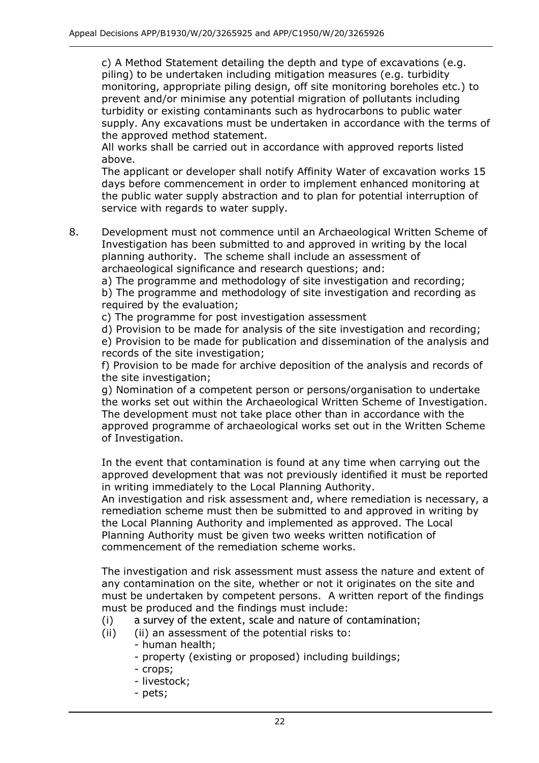c) A Method Statement detailing the depth and type of excavations (e.g. piling) to be undertaken including mitigation measures (e.g. turbidity monitoring, appropriate piling design, off site monitoring boreholes etc.) to prevent and/or minimise any potential migration of pollutants including turbidity or existing contaminants such as hydrocarbons to public water supply. Any excavations must be undertaken in accordance with the terms of the approved method statement.

All works shall be carried out in accordance with approved reports listed above.

The applicant or developer shall notify Affinity Water of excavation works 15 days before commencement in order to implement enhanced monitoring at the public water supply abstraction and to plan for potential interruption of service with regards to water supply.

8. Development must not commence until an Archaeological Written Scheme of Investigation has been submitted to and approved in writing by the local planning authority. The scheme shall include an assessment of archaeological significance and research questions; and:

   a) The programme and methodology of site investigation and recording;
   b) The programme and methodology of site investigation and recording as required by the evaluation;
   c) The programme for post investigation assessment
   d) Provision to be made for analysis of the site investigation and recording;
   e) Provision to be made for publication and dissemination of the analysis and records of the site investigation;
   f) Provision to be made for archive deposition of the analysis and records of the site investigation;
   g) Nomination of a competent person or persons/organisation to undertake the works set out within the Archaeological Written Scheme of Investigation.

   The development must not take place other than in accordance with the approved programme of archaeological works set out in the Written Scheme of Investigation.

   In the event that contamination is found at any time when carrying out the approved development that was not previously identified it must be reported in writing immediately to the Local Planning Authority.

   An investigation and risk assessment and, where remediation is necessary, a remediation scheme must then be submitted to and approved in writing by the Local Planning Authority and implemented as approved. The Local Planning Authority must be given two weeks written notification of commencement of the remediation scheme works.

   The investigation and risk assessment must assess the nature and extent of any contamination on the site, whether or not it originates on the site and must be undertaken by competent persons. A written report of the findings must be produced and the findings must include:

   (i) a survey of the extent, scale and nature of contamination;
   (ii) (ii) an assessment of the potential risks to:
      - human health;
      - property (existing or proposed) including buildings;
      - crops;
      - livestock;
      - pets;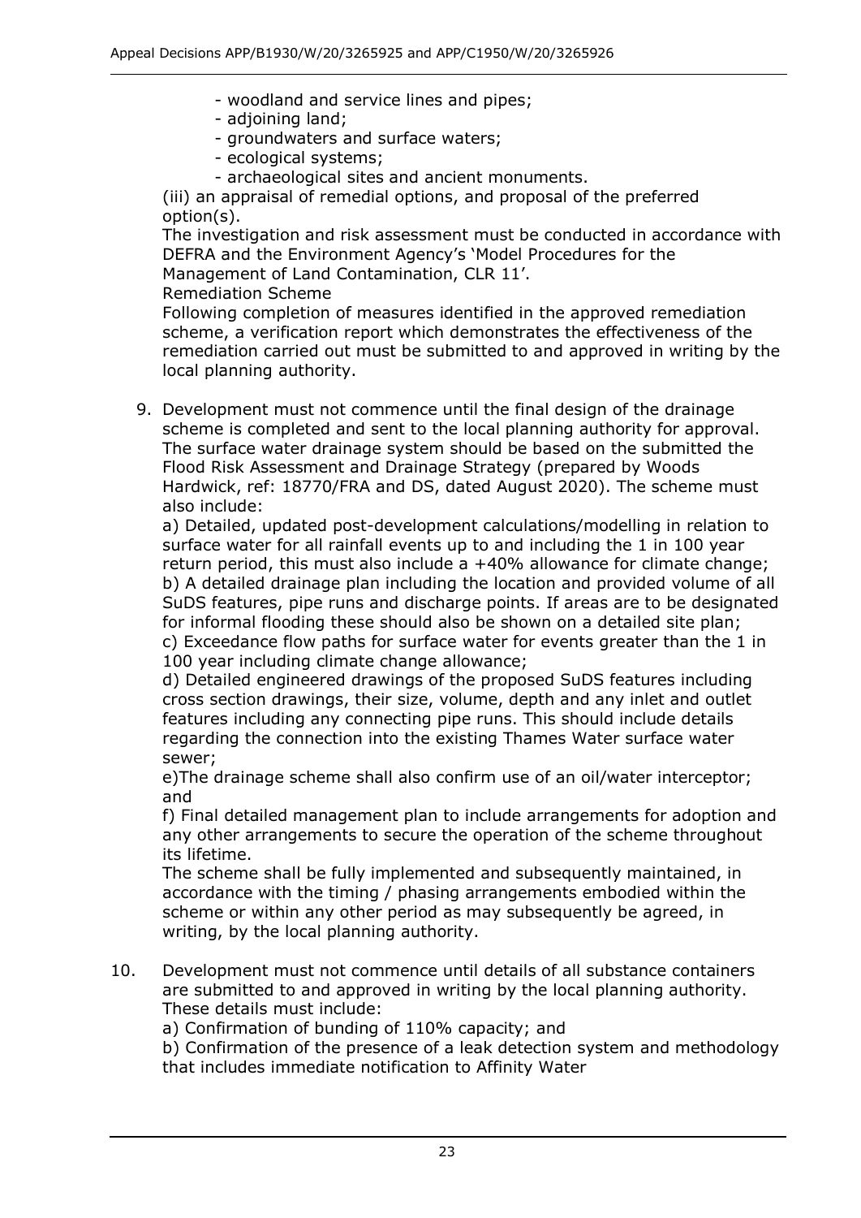- woodland and service lines and pipes;
- adjoining land;
- groundwaters and surface waters;
- ecological systems;
- archaeological sites and ancient monuments.

(iii) an appraisal of remedial options, and proposal of the preferred option(s).

The investigation and risk assessment must be conducted in accordance with DEFRA and the Environment Agency's 'Model Procedures for the Management of Land Contamination, CLR 11'.

Remediation Scheme

Following completion of measures identified in the approved remediation scheme, a verification report which demonstrates the effectiveness of the remediation carried out must be submitted to and approved in writing by the local planning authority.

9. Development must not commence until the final design of the drainage scheme is completed and sent to the local planning authority for approval. The surface water drainage system should be based on the submitted the Flood Risk Assessment and Drainage Strategy (prepared by Woods Hardwick, ref: 18770/FRA and DS, dated August 2020). The scheme must also include:

   a) Detailed, updated post-development calculations/modelling in relation to surface water for all rainfall events up to and including the 1 in 100 year return period, this must also include a +40% allowance for climate change;
   b) A detailed drainage plan including the location and provided volume of all SuDS features, pipe runs and discharge points. If areas are to be designated for informal flooding these should also be shown on a detailed site plan;
   c) Exceedance flow paths for surface water for events greater than the 1 in 100 year including climate change allowance;
   d) Detailed engineered drawings of the proposed SuDS features including cross section drawings, their size, volume, depth and any inlet and outlet features including any connecting pipe runs. This should include details regarding the connection into the existing Thames Water surface water sewer;
   e)The drainage scheme shall also confirm use of an oil/water interceptor; and
   f) Final detailed management plan to include arrangements for adoption and any other arrangements to secure the operation of the scheme throughout its lifetime.

   The scheme shall be fully implemented and subsequently maintained, in accordance with the timing / phasing arrangements embodied within the scheme or within any other period as may subsequently be agreed, in writing, by the local planning authority.

10. Development must not commence until details of all substance containers are submitted to and approved in writing by the local planning authority. These details must include:

   a) Confirmation of bunding of 110% capacity; and
   b) Confirmation of the presence of a leak detection system and methodology that includes immediate notification to Affinity Water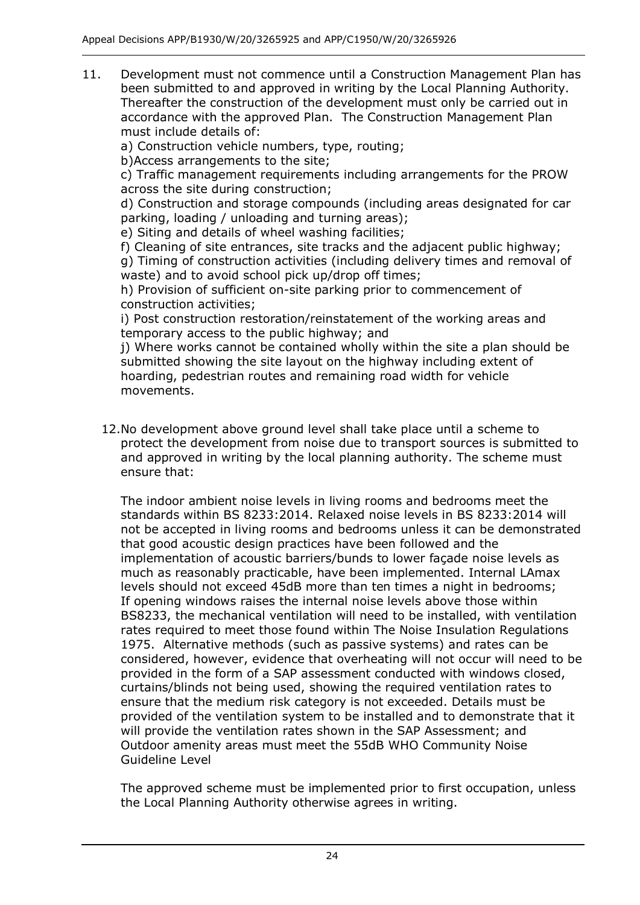11. Development must not commence until a Construction Management Plan has been submitted to and approved in writing by the Local Planning Authority. Thereafter the construction of the development must only be carried out in accordance with the approved Plan. The Construction Management Plan must include details of:

    a) Construction vehicle numbers, type, routing;

    b)Access arrangements to the site;

    c) Traffic management requirements including arrangements for the PROW across the site during construction;

    d) Construction and storage compounds (including areas designated for car parking, loading / unloading and turning areas);

    e) Siting and details of wheel washing facilities;

    f) Cleaning of site entrances, site tracks and the adjacent public highway;

    g) Timing of construction activities (including delivery times and removal of waste) and to avoid school pick up/drop off times;

    h) Provision of sufficient on-site parking prior to commencement of construction activities;

    i) Post construction restoration/reinstatement of the working areas and temporary access to the public highway; and

    j) Where works cannot be contained wholly within the site a plan should be submitted showing the site layout on the highway including extent of hoarding, pedestrian routes and remaining road width for vehicle movements.

12. No development above ground level shall take place until a scheme to protect the development from noise due to transport sources is submitted to and approved in writing by the local planning authority. The scheme must ensure that:

    The indoor ambient noise levels in living rooms and bedrooms meet the standards within BS 8233:2014. Relaxed noise levels in BS 8233:2014 will not be accepted in living rooms and bedrooms unless it can be demonstrated that good acoustic design practices have been followed and the implementation of acoustic barriers/bunds to lower façade noise levels as much as reasonably practicable, have been implemented. Internal LAmax levels should not exceed 45dB more than ten times a night in bedrooms; If opening windows raises the internal noise levels above those within BS8233, the mechanical ventilation will need to be installed, with ventilation rates required to meet those found within The Noise Insulation Regulations 1975. Alternative methods (such as passive systems) and rates can be considered, however, evidence that overheating will not occur will need to be provided in the form of a SAP assessment conducted with windows closed, curtains/blinds not being used, showing the required ventilation rates to ensure that the medium risk category is not exceeded. Details must be provided of the ventilation system to be installed and to demonstrate that it will provide the ventilation rates shown in the SAP Assessment; and Outdoor amenity areas must meet the 55dB WHO Community Noise Guideline Level

    The approved scheme must be implemented prior to first occupation, unless the Local Planning Authority otherwise agrees in writing.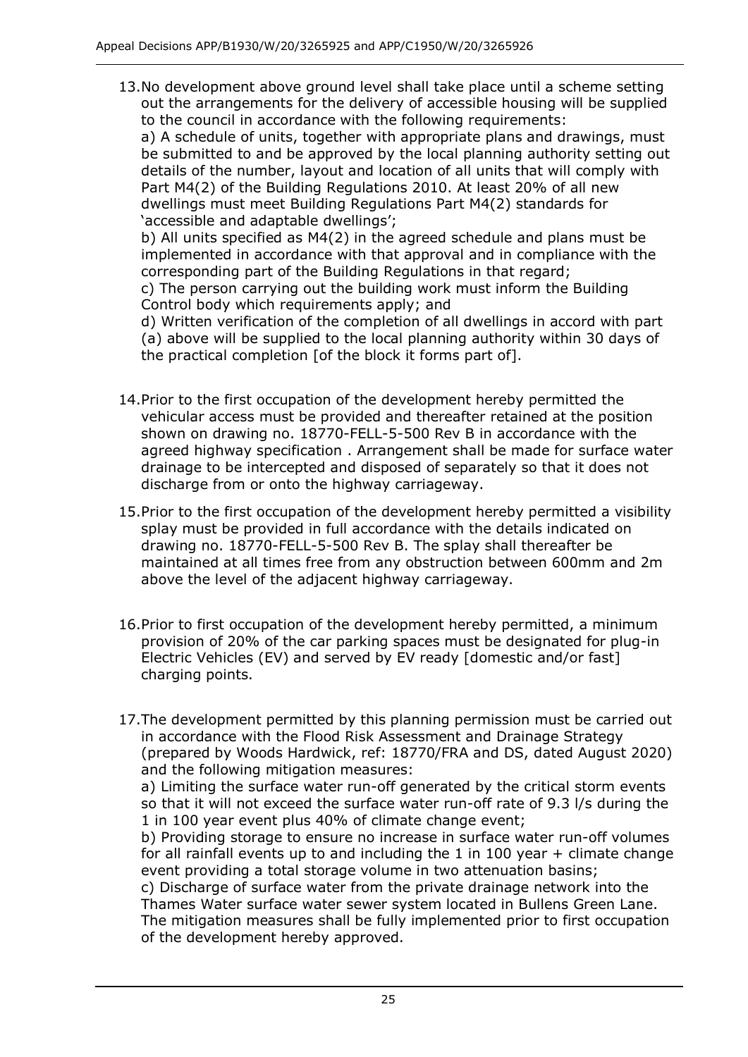13. No development above ground level shall take place until a scheme setting out the arrangements for the delivery of accessible housing will be supplied to the council in accordance with the following requirements:
a) A schedule of units, together with appropriate plans and drawings, must be submitted to and be approved by the local planning authority setting out details of the number, layout and location of all units that will comply with Part M4(2) of the Building Regulations 2010. At least 20% of all new dwellings must meet Building Regulations Part M4(2) standards for 'accessible and adaptable dwellings';
b) All units specified as M4(2) in the agreed schedule and plans must be implemented in accordance with that approval and in compliance with the corresponding part of the Building Regulations in that regard;
c) The person carrying out the building work must inform the Building Control body which requirements apply; and
d) Written verification of the completion of all dwellings in accord with part (a) above will be supplied to the local planning authority within 30 days of the practical completion [of the block it forms part of].

14. Prior to the first occupation of the development hereby permitted the vehicular access must be provided and thereafter retained at the position shown on drawing no. 18770-FELL-5-500 Rev B in accordance with the agreed highway specification . Arrangement shall be made for surface water drainage to be intercepted and disposed of separately so that it does not discharge from or onto the highway carriageway.

15. Prior to the first occupation of the development hereby permitted a visibility splay must be provided in full accordance with the details indicated on drawing no. 18770-FELL-5-500 Rev B. The splay shall thereafter be maintained at all times free from any obstruction between 600mm and 2m above the level of the adjacent highway carriageway.

16. Prior to first occupation of the development hereby permitted, a minimum provision of 20% of the car parking spaces must be designated for plug-in Electric Vehicles (EV) and served by EV ready [domestic and/or fast] charging points.

17. The development permitted by this planning permission must be carried out in accordance with the Flood Risk Assessment and Drainage Strategy (prepared by Woods Hardwick, ref: 18770/FRA and DS, dated August 2020) and the following mitigation measures:
a) Limiting the surface water run-off generated by the critical storm events so that it will not exceed the surface water run-off rate of 9.3 l/s during the 1 in 100 year event plus 40% of climate change event;
b) Providing storage to ensure no increase in surface water run-off volumes for all rainfall events up to and including the 1 in 100 year + climate change event providing a total storage volume in two attenuation basins;
c) Discharge of surface water from the private drainage network into the Thames Water surface water sewer system located in Bullens Green Lane.
The mitigation measures shall be fully implemented prior to first occupation of the development hereby approved.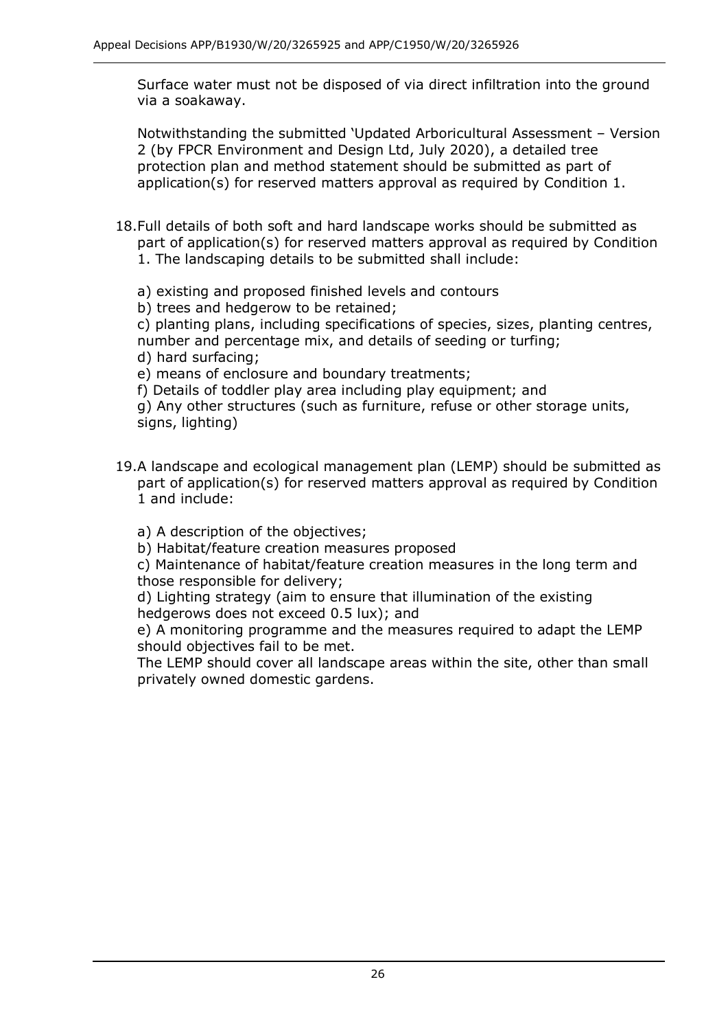Surface water must not be disposed of via direct infiltration into the ground via a soakaway.

Notwithstanding the submitted 'Updated Arboricultural Assessment – Version 2 (by FPCR Environment and Design Ltd, July 2020), a detailed tree protection plan and method statement should be submitted as part of application(s) for reserved matters approval as required by Condition 1.

18. Full details of both soft and hard landscape works should be submitted as part of application(s) for reserved matters approval as required by Condition 1. The landscaping details to be submitted shall include:

    a) existing and proposed finished levels and contours
    b) trees and hedgerow to be retained;
    c) planting plans, including specifications of species, sizes, planting centres, number and percentage mix, and details of seeding or turfing;
    d) hard surfacing;
    e) means of enclosure and boundary treatments;
    f) Details of toddler play area including play equipment; and
    g) Any other structures (such as furniture, refuse or other storage units, signs, lighting)

19. A landscape and ecological management plan (LEMP) should be submitted as part of application(s) for reserved matters approval as required by Condition 1 and include:

    a) A description of the objectives;
    b) Habitat/feature creation measures proposed
    c) Maintenance of habitat/feature creation measures in the long term and those responsible for delivery;
    d) Lighting strategy (aim to ensure that illumination of the existing hedgerows does not exceed 0.5 lux); and
    e) A monitoring programme and the measures required to adapt the LEMP should objectives fail to be met.

    The LEMP should cover all landscape areas within the site, other than small privately owned domestic gardens.